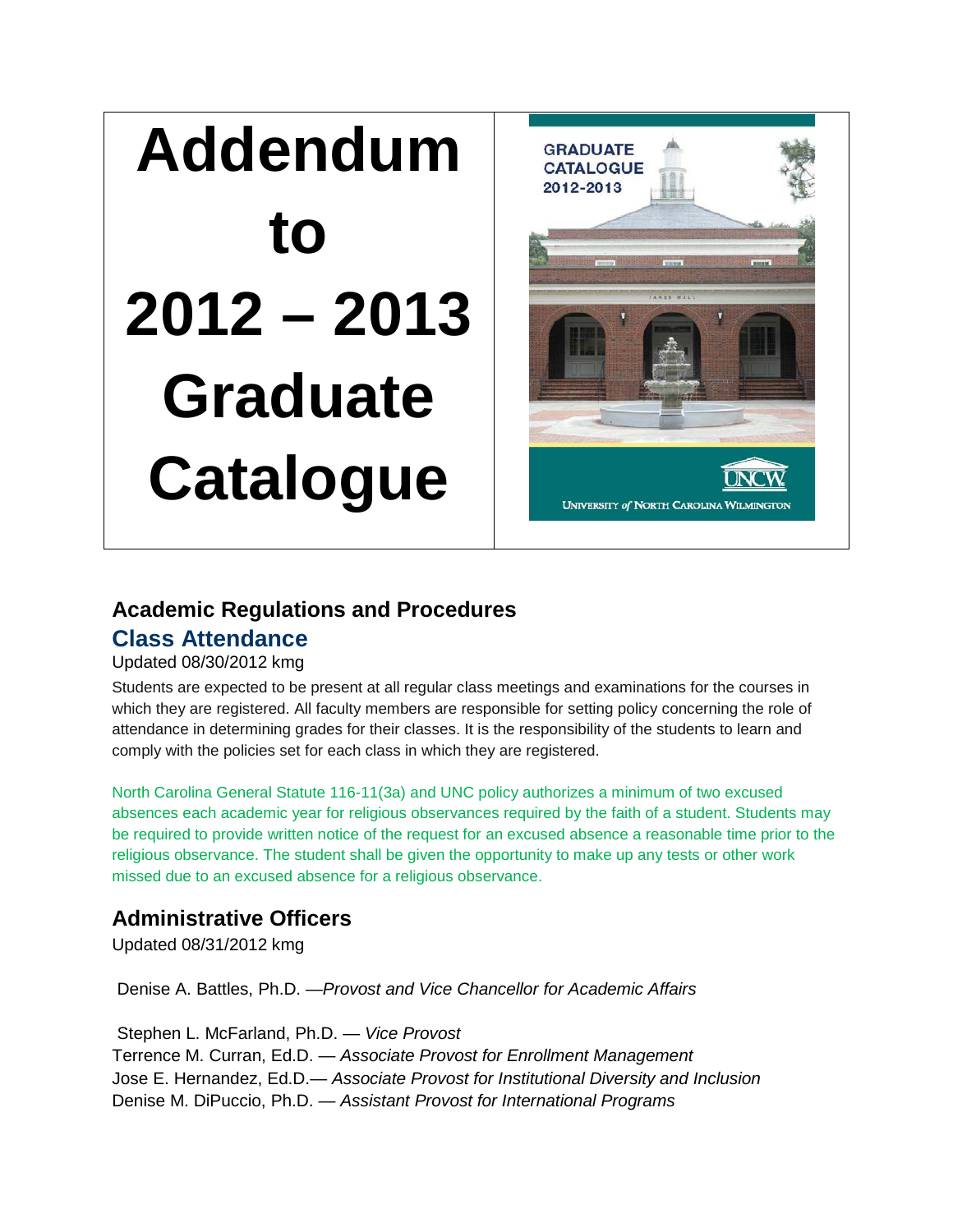# Addendum to 2012 – 2013 Graduate Catalogue

## Academic Regulations and Procedures

### Class Attendance

Updated 08/30/2012 kmg

Students are expected to be present at all regular class meetings and examinations for the courses in which they are registered. All faculty members are responsible for setting policy concerning the role of attendance in determining grades for their classes. It is the responsibility of the students to learn and comply with the policies set for each class in which they are registered.

North Carolina General Statute 116-11(3a) and UNC policy authorizes a minimum of two excused absences each academic year for religious observances required by the faith of a student. Students may be required to provide written notice of the request for an excused absence a reasonable time prior to the religious observance. The student shall be given the opportunity to make up any tests or other work missed due to an excused absence for a religious observance.

## Administrative Officers

Updated 08/31/2012 kmg

Denise A. Battles, Ph.D. —*Provost and Vice Chancellor for Academic Affairs*

Stephen L. McFarland, Ph.D. — *Vice Provost*
Terrence M. Curran, Ed.D. — *Associate Provost for Enrollment Management*
Jose E. Hernandez, Ed.D.— *Associate Provost for Institutional Diversity and Inclusion*
Denise M. DiPuccio, Ph.D. — *Assistant Provost for International Programs*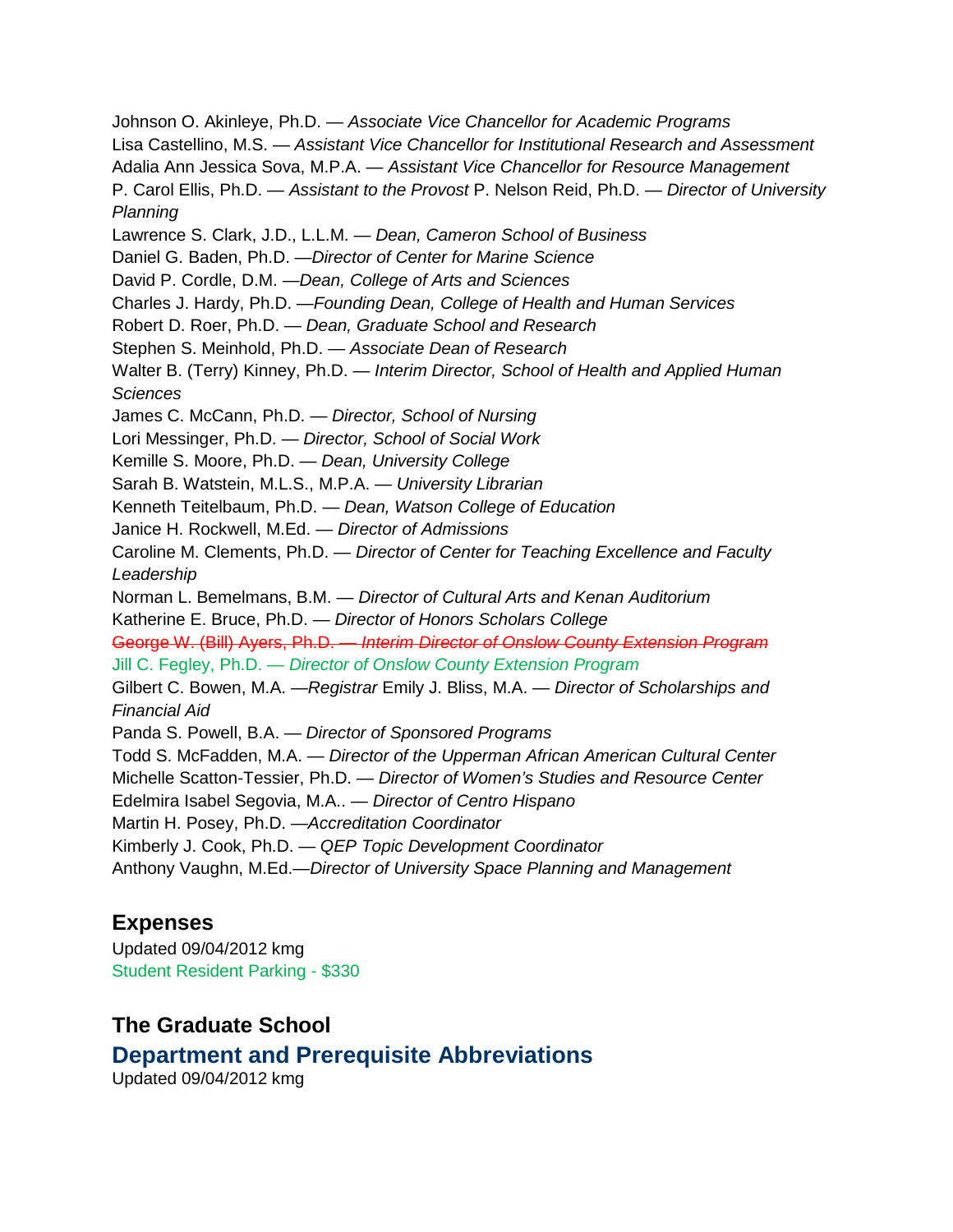Johnson O. Akinleye, Ph.D. — *Associate Vice Chancellor for Academic Programs*
Lisa Castellino, M.S. — *Assistant Vice Chancellor for Institutional Research and Assessment*
Adalia Ann Jessica Sova, M.P.A. — *Assistant Vice Chancellor for Resource Management*
P. Carol Ellis, Ph.D. — *Assistant to the Provost* P. Nelson Reid, Ph.D. — *Director of University Planning*
Lawrence S. Clark, J.D., L.L.M. — *Dean, Cameron School of Business*
Daniel G. Baden, Ph.D. —*Director of Center for Marine Science*
David P. Cordle, D.M. —*Dean, College of Arts and Sciences*
Charles J. Hardy, Ph.D. —*Founding Dean, College of Health and Human Services*
Robert D. Roer, Ph.D. — *Dean, Graduate School and Research*
Stephen S. Meinhold, Ph.D. — *Associate Dean of Research*
Walter B. (Terry) Kinney, Ph.D. — *Interim Director, School of Health and Applied Human Sciences*
James C. McCann, Ph.D. — *Director, School of Nursing*
Lori Messinger, Ph.D. — *Director, School of Social Work*
Kemille S. Moore, Ph.D. — *Dean, University College*
Sarah B. Watstein, M.L.S., M.P.A. — *University Librarian*
Kenneth Teitelbaum, Ph.D. — *Dean, Watson College of Education*
Janice H. Rockwell, M.Ed. — *Director of Admissions*
Caroline M. Clements, Ph.D. — *Director of Center for Teaching Excellence and Faculty Leadership*
Norman L. Bemelmans, B.M. — *Director of Cultural Arts and Kenan Auditorium*
Katherine E. Bruce, Ph.D. — *Director of Honors Scholars College*
~~George W. (Bill) Ayers, Ph.D. — *Interim Director of Onslow County Extension Program*~~
Jill C. Fegley, Ph.D. — *Director of Onslow County Extension Program*
Gilbert C. Bowen, M.A. —*Registrar* Emily J. Bliss, M.A. — *Director of Scholarships and Financial Aid*
Panda S. Powell, B.A. — *Director of Sponsored Programs*
Todd S. McFadden, M.A. — *Director of the Upperman African American Cultural Center*
Michelle Scatton-Tessier, Ph.D. — *Director of Women's Studies and Resource Center*
Edelmira Isabel Segovia, M.A.. — *Director of Centro Hispano*
Martin H. Posey, Ph.D. —*Accreditation Coordinator*
Kimberly J. Cook, Ph.D. — *QEP Topic Development Coordinator*
Anthony Vaughn, M.Ed.—*Director of University Space Planning and Management*

## Expenses

Updated 09/04/2012 kmg
Student Resident Parking - $330

## The Graduate School

### Department and Prerequisite Abbreviations

Updated 09/04/2012 kmg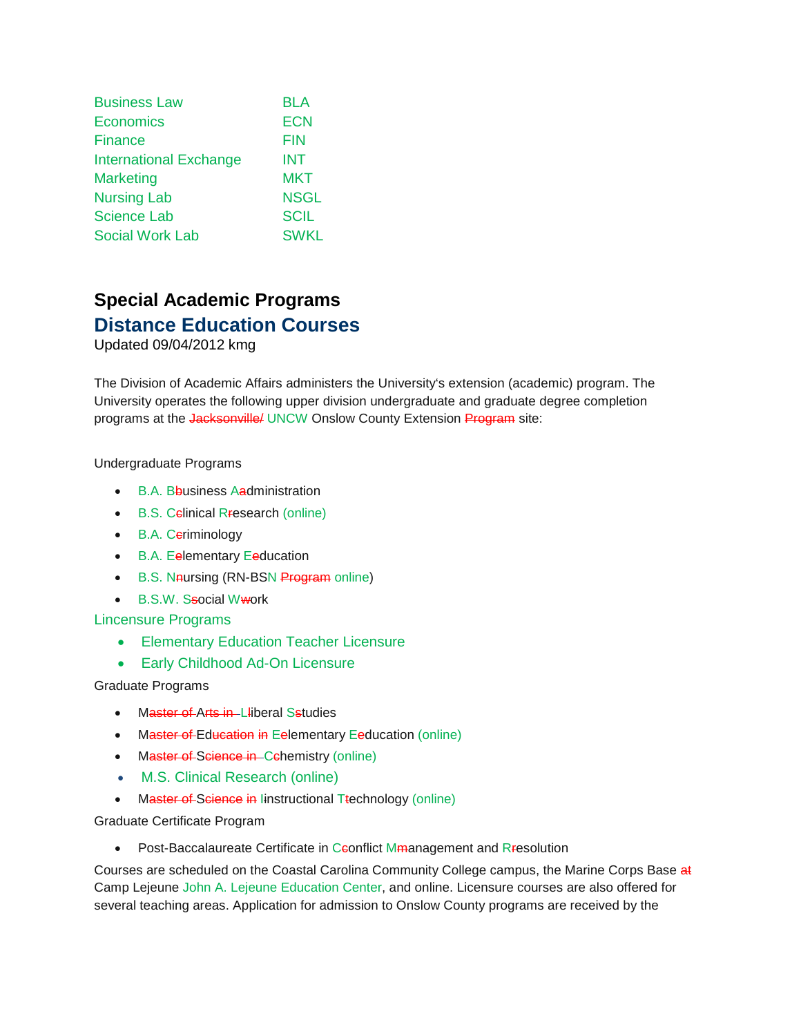| | |
|---|---|
| Business Law | BLA |
| Economics | ECN |
| Finance | FIN |
| International Exchange | INT |
| Marketing | MKT |
| Nursing Lab | NSGL |
| Science Lab | SCIL |
| Social Work Lab | SWKL |

## Special Academic Programs

## Distance Education Courses

Updated 09/04/2012 kmg

The Division of Academic Affairs administers the University's extension (academic) program. The University operates the following upper division undergraduate and graduate degree completion programs at the ~~Jacksonville/~~ UNCW Onslow County Extension ~~Program~~ site:

Undergraduate Programs

- B.A. B~~b~~usiness A~~a~~dministration
- B.S. C~~c~~linical R~~r~~esearch (online)
- B.A. C~~c~~riminology
- B.A. E~~e~~lementary E~~e~~ducation
- B.S. N~~n~~ursing (RN-BSN ~~Program~~ online)
- B.S.W. S~~s~~ocial W~~w~~ork

Lincensure Programs

- Elementary Education Teacher Licensure
- Early Childhood Ad-On Licensure

Graduate Programs

- M~~aster of~~ A~~rts in~~ L~~l~~iberal S~~s~~tudies
- M~~aster of~~ Ed~~ucation~~ ~~in~~ E~~e~~lementary E~~e~~ducation (online)
- M~~aster of~~ S~~cience in~~ C~~c~~hemistry (online)
- M.S. Clinical Research (online)
- M~~aster of~~ S~~cience~~ ~~in~~ I~~i~~nstructional T~~t~~echnology (online)

Graduate Certificate Program

- Post-Baccalaureate Certificate in C~~c~~onflict M~~m~~anagement and R~~r~~esolution

Courses are scheduled on the Coastal Carolina Community College campus, the Marine Corps Base ~~at~~ Camp Lejeune John A. Lejeune Education Center, and online. Licensure courses are also offered for several teaching areas. Application for admission to Onslow County programs are received by the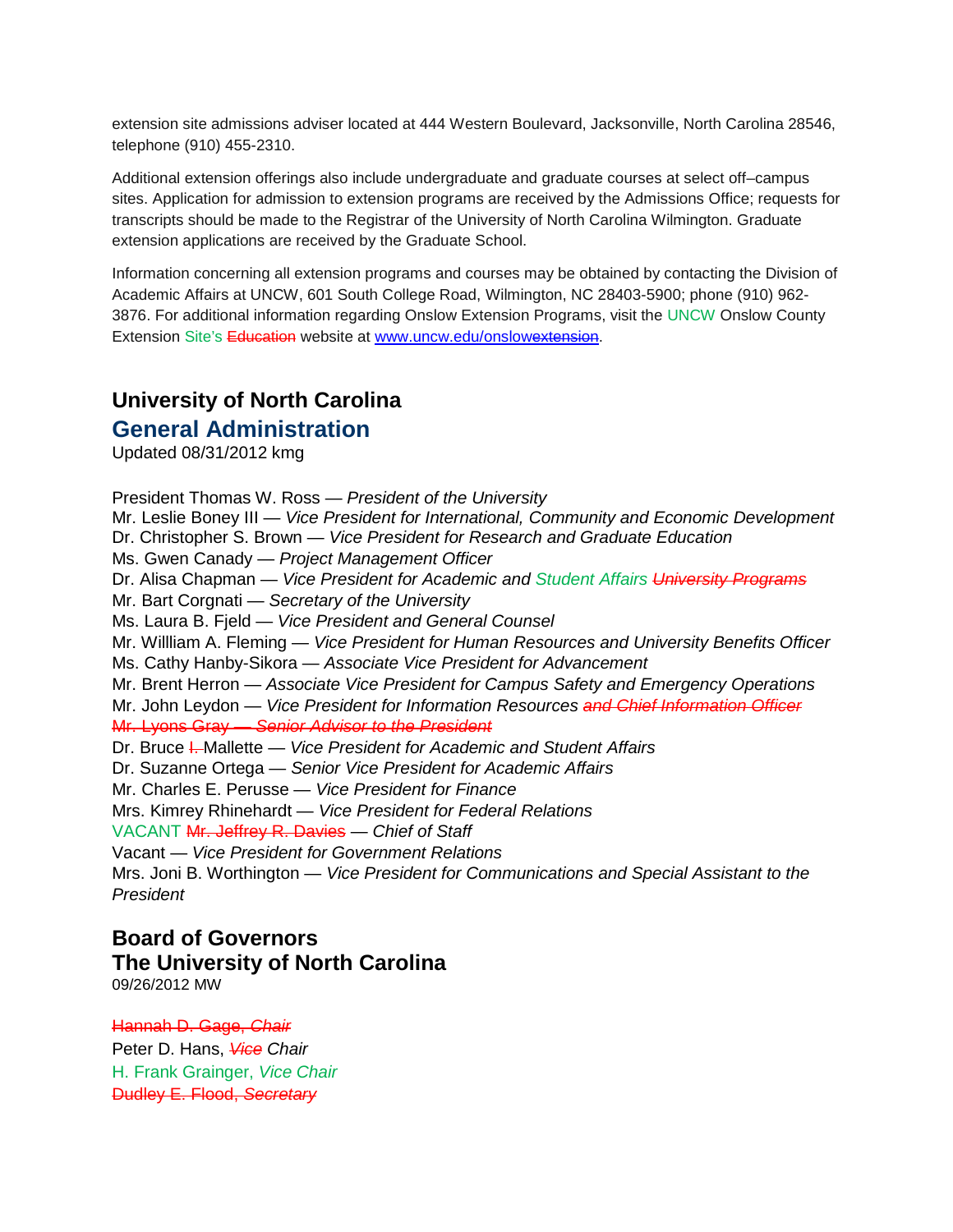extension site admissions adviser located at 444 Western Boulevard, Jacksonville, North Carolina 28546, telephone (910) 455-2310.

Additional extension offerings also include undergraduate and graduate courses at select off–campus sites. Application for admission to extension programs are received by the Admissions Office; requests for transcripts should be made to the Registrar of the University of North Carolina Wilmington. Graduate extension applications are received by the Graduate School.

Information concerning all extension programs and courses may be obtained by contacting the Division of Academic Affairs at UNCW, 601 South College Road, Wilmington, NC 28403-5900; phone (910) 962-3876. For additional information regarding Onslow Extension Programs, visit the UNCW Onslow County Extension Site's ~~Education~~ website at www.uncw.edu/onslow~~extension~~.

## University of North Carolina
## General Administration

Updated 08/31/2012 kmg

President Thomas W. Ross — *President of the University*
Mr. Leslie Boney III — *Vice President for International, Community and Economic Development*
Dr. Christopher S. Brown — *Vice President for Research and Graduate Education*
Ms. Gwen Canady — *Project Management Officer*
Dr. Alisa Chapman — *Vice President for Academic and Student Affairs ~~University Programs~~*
Mr. Bart Corgnati — *Secretary of the University*
Ms. Laura B. Fjeld — *Vice President and General Counsel*
Mr. Willliam A. Fleming — *Vice President for Human Resources and University Benefits Officer*
Ms. Cathy Hanby-Sikora — *Associate Vice President for Advancement*
Mr. Brent Herron — *Associate Vice President for Campus Safety and Emergency Operations*
Mr. John Leydon — *Vice President for Information Resources ~~and Chief Information Officer~~*
~~Mr. Lyons Gray — *Senior Advisor to the President*~~
Dr. Bruce ~~I.~~ Mallette — *Vice President for Academic and Student Affairs*
Dr. Suzanne Ortega — *Senior Vice President for Academic Affairs*
Mr. Charles E. Perusse — *Vice President for Finance*
Mrs. Kimrey Rhinehardt — *Vice President for Federal Relations*
VACANT ~~Mr. Jeffrey R. Davies~~ — *Chief of Staff*
Vacant — *Vice President for Government Relations*
Mrs. Joni B. Worthington — *Vice President for Communications and Special Assistant to the President*

## Board of Governors
## The University of North Carolina

09/26/2012 MW

~~Hannah D. Gage, *Chair*~~
Peter D. Hans, *~~Vice~~ Chair*
H. Frank Grainger, *Vice Chair*
~~Dudley E. Flood, *Secretary*~~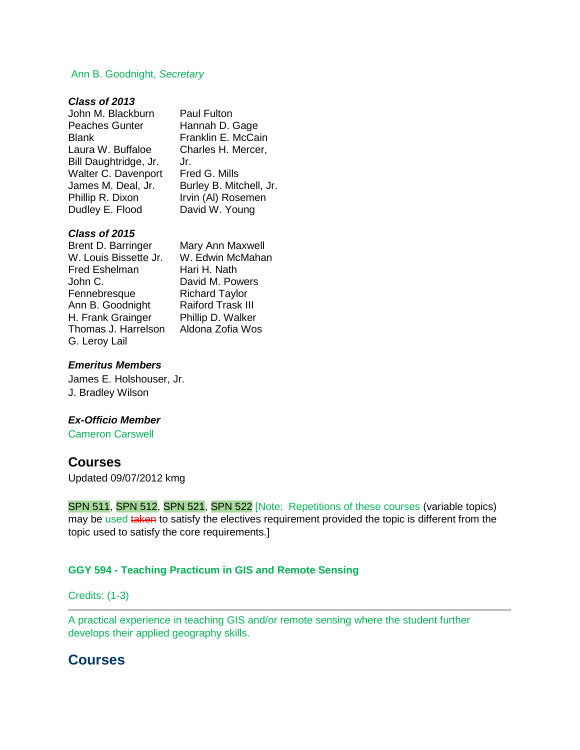Ann B. Goodnight, *Secretary*

***Class of 2013***

John M. Blackburn
Peaches Gunter Blank
Laura W. Buffaloe
Bill Daughtridge, Jr.
Walter C. Davenport
James M. Deal, Jr.
Phillip R. Dixon
Dudley E. Flood
Paul Fulton
Hannah D. Gage
Franklin E. McCain
Charles H. Mercer, Jr.
Fred G. Mills
Burley B. Mitchell, Jr.
Irvin (Al) Rosemen
David W. Young

***Class of 2015***

Brent D. Barringer
W. Louis Bissette Jr.
Fred Eshelman
John C. Fennebresque
Ann B. Goodnight
H. Frank Grainger
Thomas J. Harrelson
G. Leroy Lail
Mary Ann Maxwell
W. Edwin McMahan
Hari H. Nath
David M. Powers
Richard Taylor
Raiford Trask III
Phillip D. Walker
Aldona Zofia Wos

***Emeritus Members***

James E. Holshouser, Jr.
J. Bradley Wilson

***Ex-Officio Member***

Cameron Carswell

## Courses

Updated 09/07/2012 kmg

SPN 511, SPN 512, SPN 521, SPN 522 [Note: Repetitions of these courses (variable topics) may be used ~~taken~~ to satisfy the electives requirement provided the topic is different from the topic used to satisfy the core requirements.]

**GGY 594 - Teaching Practicum in GIS and Remote Sensing**

Credits: (1-3)

---

A practical experience in teaching GIS and/or remote sensing where the student further develops their applied geography skills.

## Courses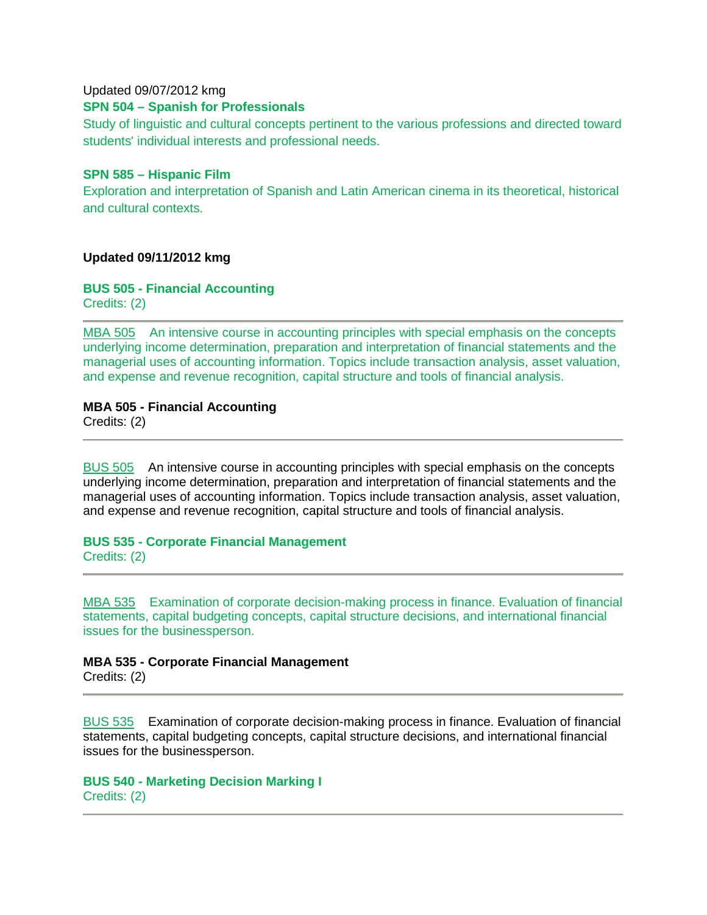Updated 09/07/2012 kmg

**SPN 504 – Spanish for Professionals**

Study of linguistic and cultural concepts pertinent to the various professions and directed toward students' individual interests and professional needs.

**SPN 585 – Hispanic Film**

Exploration and interpretation of Spanish and Latin American cinema in its theoretical, historical and cultural contexts.

**Updated 09/11/2012 kmg**

**BUS 505 - Financial Accounting**
Credits: (2)

---

MBA 505 An intensive course in accounting principles with special emphasis on the concepts underlying income determination, preparation and interpretation of financial statements and the managerial uses of accounting information. Topics include transaction analysis, asset valuation, and expense and revenue recognition, capital structure and tools of financial analysis.

**MBA 505 - Financial Accounting**
Credits: (2)

---

BUS 505 An intensive course in accounting principles with special emphasis on the concepts underlying income determination, preparation and interpretation of financial statements and the managerial uses of accounting information. Topics include transaction analysis, asset valuation, and expense and revenue recognition, capital structure and tools of financial analysis.

**BUS 535 - Corporate Financial Management**
Credits: (2)

---

MBA 535 Examination of corporate decision-making process in finance. Evaluation of financial statements, capital budgeting concepts, capital structure decisions, and international financial issues for the businessperson.

**MBA 535 - Corporate Financial Management**
Credits: (2)

---

BUS 535 Examination of corporate decision-making process in finance. Evaluation of financial statements, capital budgeting concepts, capital structure decisions, and international financial issues for the businessperson.

**BUS 540 - Marketing Decision Marking I**
Credits: (2)

---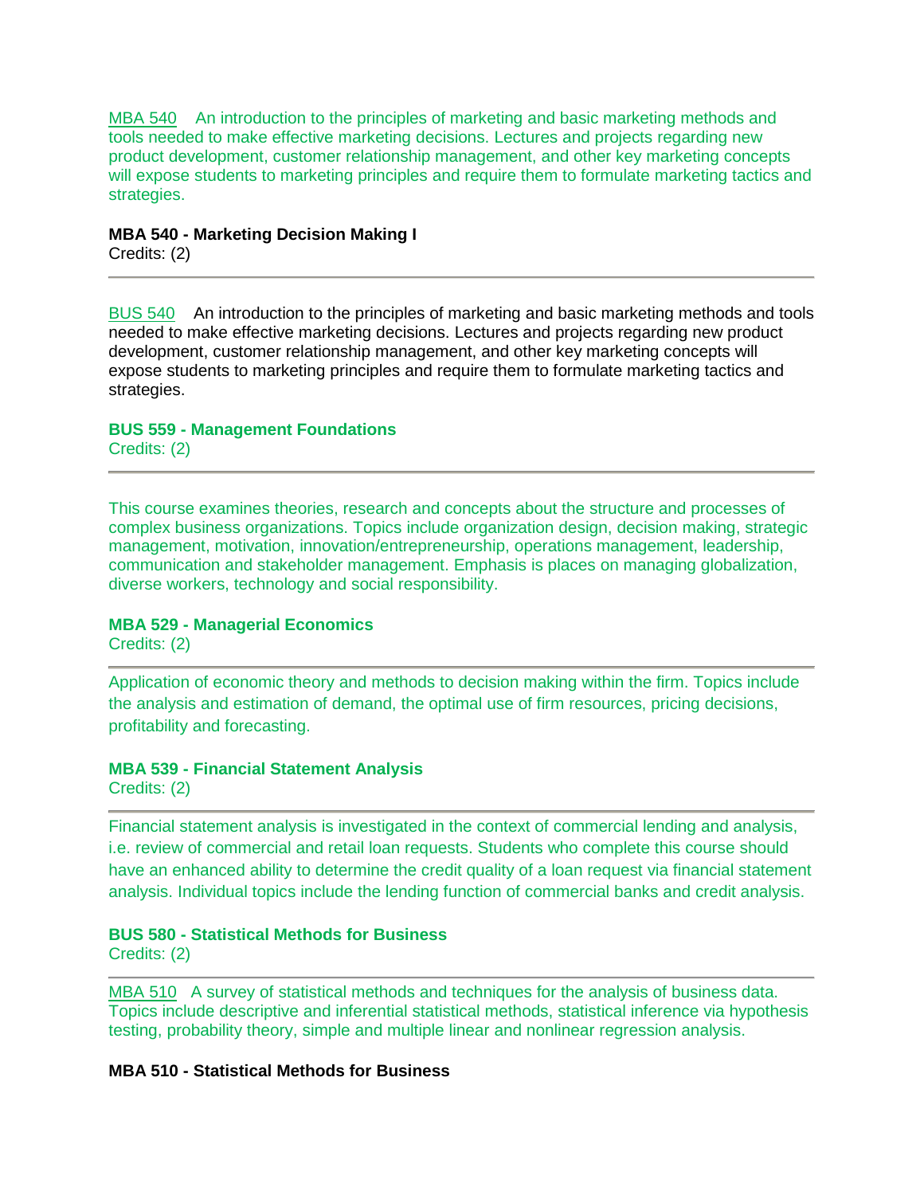MBA 540 An introduction to the principles of marketing and basic marketing methods and tools needed to make effective marketing decisions. Lectures and projects regarding new product development, customer relationship management, and other key marketing concepts will expose students to marketing principles and require them to formulate marketing tactics and strategies.

**MBA 540 - Marketing Decision Making I**
Credits: (2)

---

BUS 540 An introduction to the principles of marketing and basic marketing methods and tools needed to make effective marketing decisions. Lectures and projects regarding new product development, customer relationship management, and other key marketing concepts will expose students to marketing principles and require them to formulate marketing tactics and strategies.

**BUS 559 - Management Foundations**
Credits: (2)

---

This course examines theories, research and concepts about the structure and processes of complex business organizations. Topics include organization design, decision making, strategic management, motivation, innovation/entrepreneurship, operations management, leadership, communication and stakeholder management. Emphasis is places on managing globalization, diverse workers, technology and social responsibility.

**MBA 529 - Managerial Economics**
Credits: (2)

---

Application of economic theory and methods to decision making within the firm. Topics include the analysis and estimation of demand, the optimal use of firm resources, pricing decisions, profitability and forecasting.

**MBA 539 - Financial Statement Analysis**
Credits: (2)

---

Financial statement analysis is investigated in the context of commercial lending and analysis, i.e. review of commercial and retail loan requests. Students who complete this course should have an enhanced ability to determine the credit quality of a loan request via financial statement analysis. Individual topics include the lending function of commercial banks and credit analysis.

**BUS 580 - Statistical Methods for Business**
Credits: (2)

---

MBA 510 A survey of statistical methods and techniques for the analysis of business data. Topics include descriptive and inferential statistical methods, statistical inference via hypothesis testing, probability theory, simple and multiple linear and nonlinear regression analysis.

**MBA 510 - Statistical Methods for Business**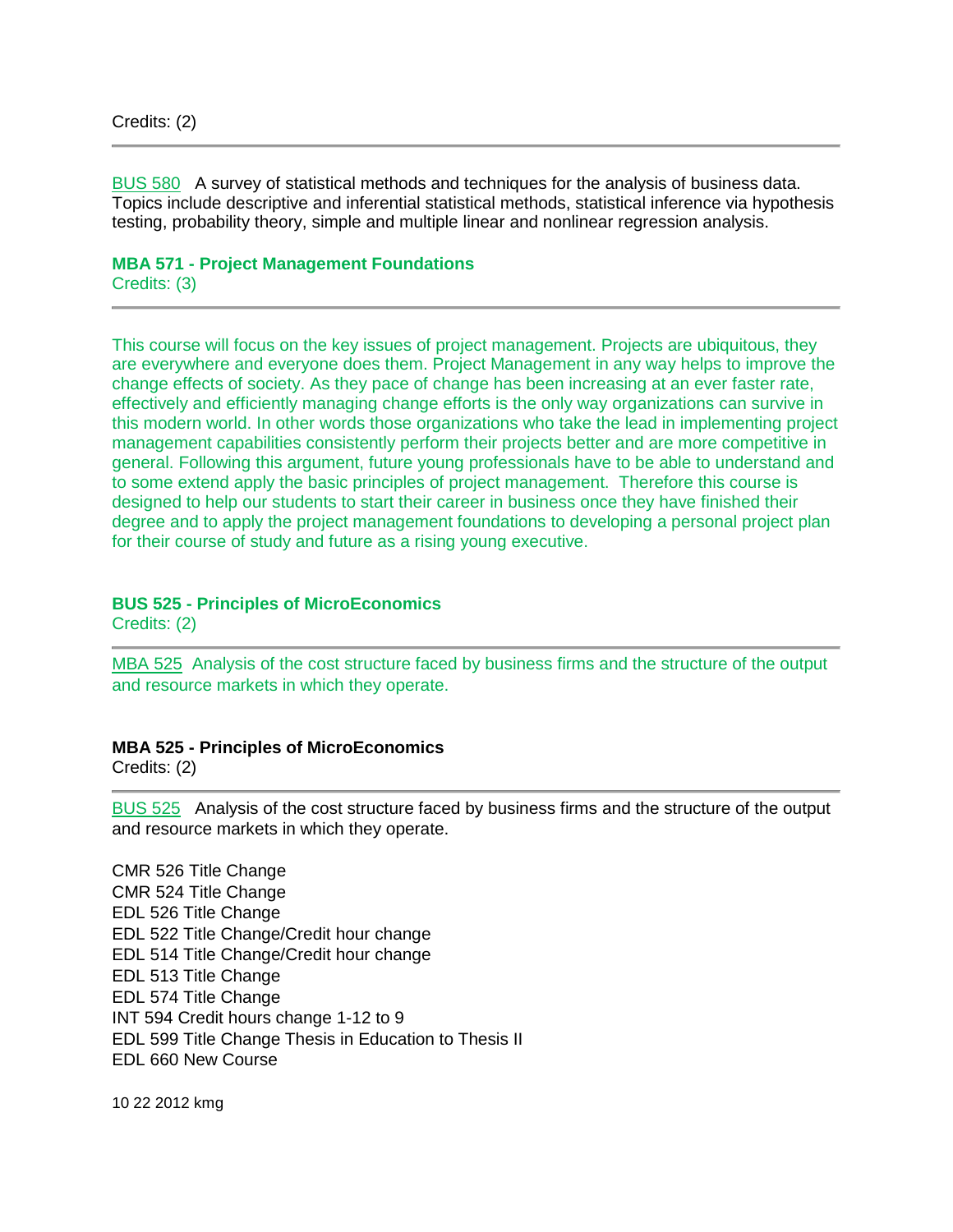Credits: (2)

---

BUS 580 A survey of statistical methods and techniques for the analysis of business data. Topics include descriptive and inferential statistical methods, statistical inference via hypothesis testing, probability theory, simple and multiple linear and nonlinear regression analysis.

**MBA 571 - Project Management Foundations**
Credits: (3)

---

This course will focus on the key issues of project management. Projects are ubiquitous, they are everywhere and everyone does them. Project Management in any way helps to improve the change effects of society. As they pace of change has been increasing at an ever faster rate, effectively and efficiently managing change efforts is the only way organizations can survive in this modern world. In other words those organizations who take the lead in implementing project management capabilities consistently perform their projects better and are more competitive in general. Following this argument, future young professionals have to be able to understand and to some extend apply the basic principles of project management. Therefore this course is designed to help our students to start their career in business once they have finished their degree and to apply the project management foundations to developing a personal project plan for their course of study and future as a rising young executive.

**BUS 525 - Principles of MicroEconomics**
Credits: (2)

---

MBA 525 Analysis of the cost structure faced by business firms and the structure of the output and resource markets in which they operate.

**MBA 525 - Principles of MicroEconomics**
Credits: (2)

---

BUS 525 Analysis of the cost structure faced by business firms and the structure of the output and resource markets in which they operate.

CMR 526 Title Change
CMR 524 Title Change
EDL 526 Title Change
EDL 522 Title Change/Credit hour change
EDL 514 Title Change/Credit hour change
EDL 513 Title Change
EDL 574 Title Change
INT 594 Credit hours change 1-12 to 9
EDL 599 Title Change Thesis in Education to Thesis II
EDL 660 New Course

10 22 2012 kmg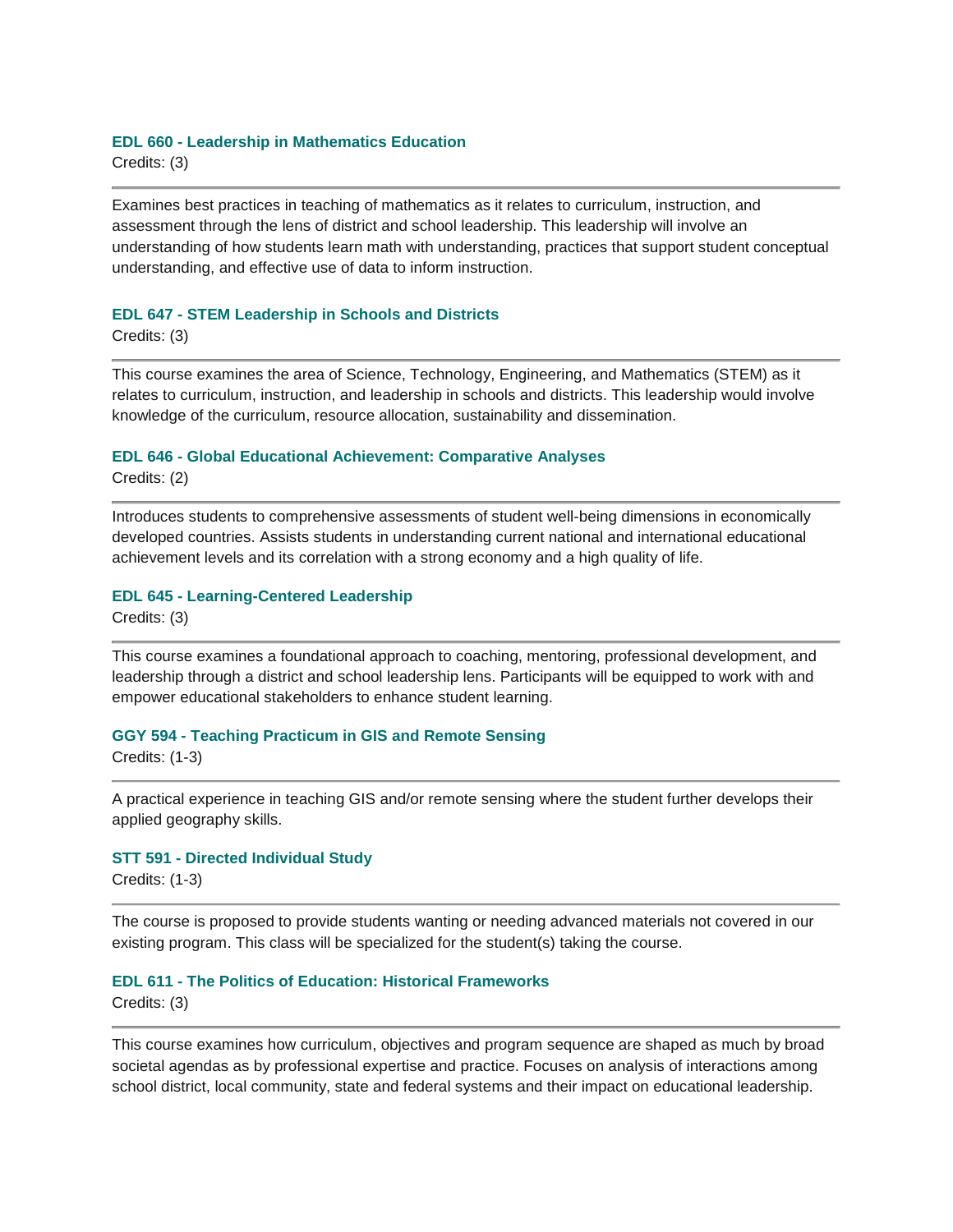#### EDL 660 - Leadership in Mathematics Education

Credits: (3)

---

Examines best practices in teaching of mathematics as it relates to curriculum, instruction, and assessment through the lens of district and school leadership. This leadership will involve an understanding of how students learn math with understanding, practices that support student conceptual understanding, and effective use of data to inform instruction.

#### EDL 647 - STEM Leadership in Schools and Districts

Credits: (3)

---

This course examines the area of Science, Technology, Engineering, and Mathematics (STEM) as it relates to curriculum, instruction, and leadership in schools and districts. This leadership would involve knowledge of the curriculum, resource allocation, sustainability and dissemination.

#### EDL 646 - Global Educational Achievement: Comparative Analyses

Credits: (2)

---

Introduces students to comprehensive assessments of student well-being dimensions in economically developed countries. Assists students in understanding current national and international educational achievement levels and its correlation with a strong economy and a high quality of life.

#### EDL 645 - Learning-Centered Leadership

Credits: (3)

---

This course examines a foundational approach to coaching, mentoring, professional development, and leadership through a district and school leadership lens. Participants will be equipped to work with and empower educational stakeholders to enhance student learning.

#### GGY 594 - Teaching Practicum in GIS and Remote Sensing

Credits: (1-3)

---

A practical experience in teaching GIS and/or remote sensing where the student further develops their applied geography skills.

#### STT 591 - Directed Individual Study

Credits: (1-3)

---

The course is proposed to provide students wanting or needing advanced materials not covered in our existing program. This class will be specialized for the student(s) taking the course.

#### EDL 611 - The Politics of Education: Historical Frameworks

Credits: (3)

---

This course examines how curriculum, objectives and program sequence are shaped as much by broad societal agendas as by professional expertise and practice. Focuses on analysis of interactions among school district, local community, state and federal systems and their impact on educational leadership.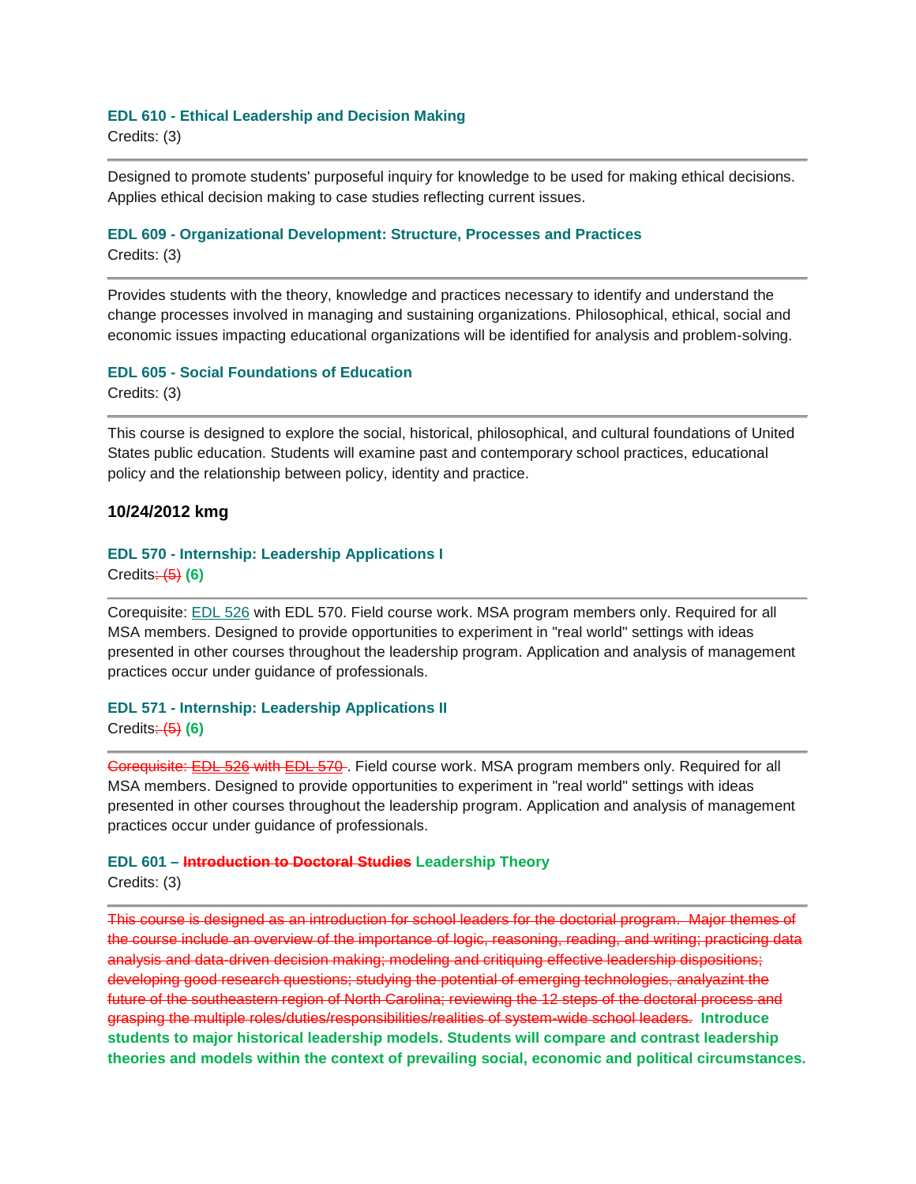**EDL 610 - Ethical Leadership and Decision Making**
Credits: (3)

---

Designed to promote students' purposeful inquiry for knowledge to be used for making ethical decisions. Applies ethical decision making to case studies reflecting current issues.

**EDL 609 - Organizational Development: Structure, Processes and Practices**
Credits: (3)

---

Provides students with the theory, knowledge and practices necessary to identify and understand the change processes involved in managing and sustaining organizations. Philosophical, ethical, social and economic issues impacting educational organizations will be identified for analysis and problem-solving.

**EDL 605 - Social Foundations of Education**
Credits: (3)

---

This course is designed to explore the social, historical, philosophical, and cultural foundations of United States public education. Students will examine past and contemporary school practices, educational policy and the relationship between policy, identity and practice.

**10/24/2012 kmg**

**EDL 570 - Internship: Leadership Applications I**
Credits~~: (5)~~ **(6)**

---

Corequisite: EDL 526 with EDL 570. Field course work. MSA program members only. Required for all MSA members. Designed to provide opportunities to experiment in "real world" settings with ideas presented in other courses throughout the leadership program. Application and analysis of management practices occur under guidance of professionals.

**EDL 571 - Internship: Leadership Applications II**
Credits~~: (5)~~ **(6)**

---

~~Corequisite: EDL 526 with EDL 570~~. Field course work. MSA program members only. Required for all MSA members. Designed to provide opportunities to experiment in "real world" settings with ideas presented in other courses throughout the leadership program. Application and analysis of management practices occur under guidance of professionals.

**EDL 601 – ~~Introduction to Doctoral Studies~~ Leadership Theory**
Credits: (3)

---

~~This course is designed as an introduction for school leaders for the doctorial program. Major themes of the course include an overview of the importance of logic, reasoning, reading, and writing; practicing data analysis and data-driven decision making; modeling and critiquing effective leadership dispositions; developing good research questions; studying the potential of emerging technologies, analyazint the future of the southeastern region of North Carolina; reviewing the 12 steps of the doctoral process and grasping the multiple roles/duties/responsibilities/realities of system-wide school leaders.~~ **Introduce students to major historical leadership models. Students will compare and contrast leadership theories and models within the context of prevailing social, economic and political circumstances.**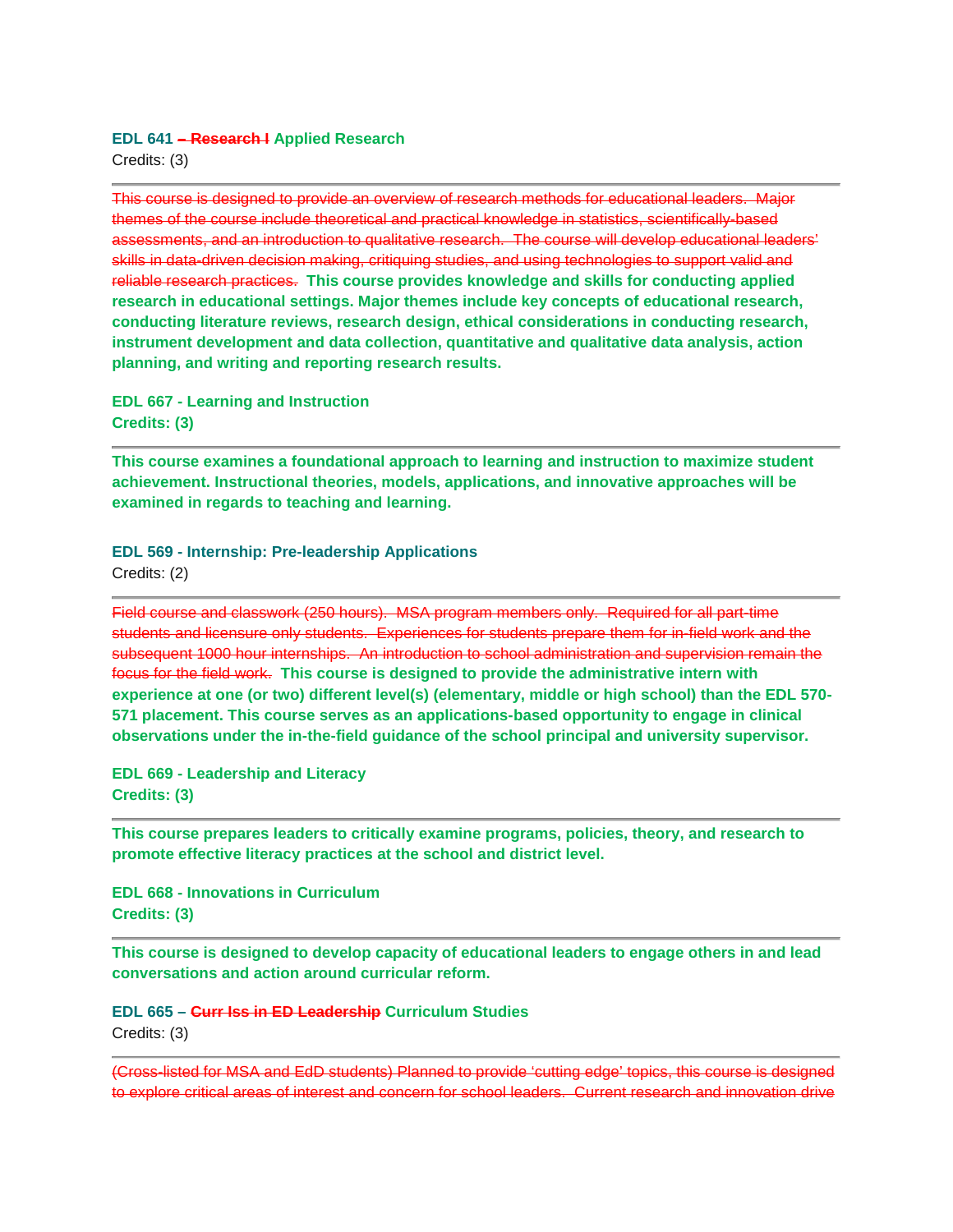**EDL 641 ~~– Research I~~ Applied Research**
Credits: (3)

---

~~This course is designed to provide an overview of research methods for educational leaders. Major themes of the course include theoretical and practical knowledge in statistics, scientifically-based assessments, and an introduction to qualitative research. The course will develop educational leaders' skills in data-driven decision making, critiquing studies, and using technologies to support valid and reliable research practices.~~ **This course provides knowledge and skills for conducting applied research in educational settings. Major themes include key concepts of educational research, conducting literature reviews, research design, ethical considerations in conducting research, instrument development and data collection, quantitative and qualitative data analysis, action planning, and writing and reporting research results.**

**EDL 667 - Learning and Instruction**
**Credits: (3)**

---

**This course examines a foundational approach to learning and instruction to maximize student achievement. Instructional theories, models, applications, and innovative approaches will be examined in regards to teaching and learning.**

**EDL 569 - Internship: Pre-leadership Applications**
Credits: (2)

---

~~Field course and classwork (250 hours). MSA program members only. Required for all part-time students and licensure only students. Experiences for students prepare them for in-field work and the subsequent 1000 hour internships. An introduction to school administration and supervision remain the focus for the field work.~~ **This course is designed to provide the administrative intern with experience at one (or two) different level(s) (elementary, middle or high school) than the EDL 570-571 placement. This course serves as an applications-based opportunity to engage in clinical observations under the in-the-field guidance of the school principal and university supervisor.**

**EDL 669 - Leadership and Literacy**
**Credits: (3)**

---

**This course prepares leaders to critically examine programs, policies, theory, and research to promote effective literacy practices at the school and district level.**

**EDL 668 - Innovations in Curriculum**
**Credits: (3)**

---

**This course is designed to develop capacity of educational leaders to engage others in and lead conversations and action around curricular reform.**

**EDL 665 – ~~Curr Iss in ED Leadership~~ Curriculum Studies**
Credits: (3)

---

~~(Cross-listed for MSA and EdD students) Planned to provide 'cutting edge' topics, this course is designed to explore critical areas of interest and concern for school leaders. Current research and innovation drive~~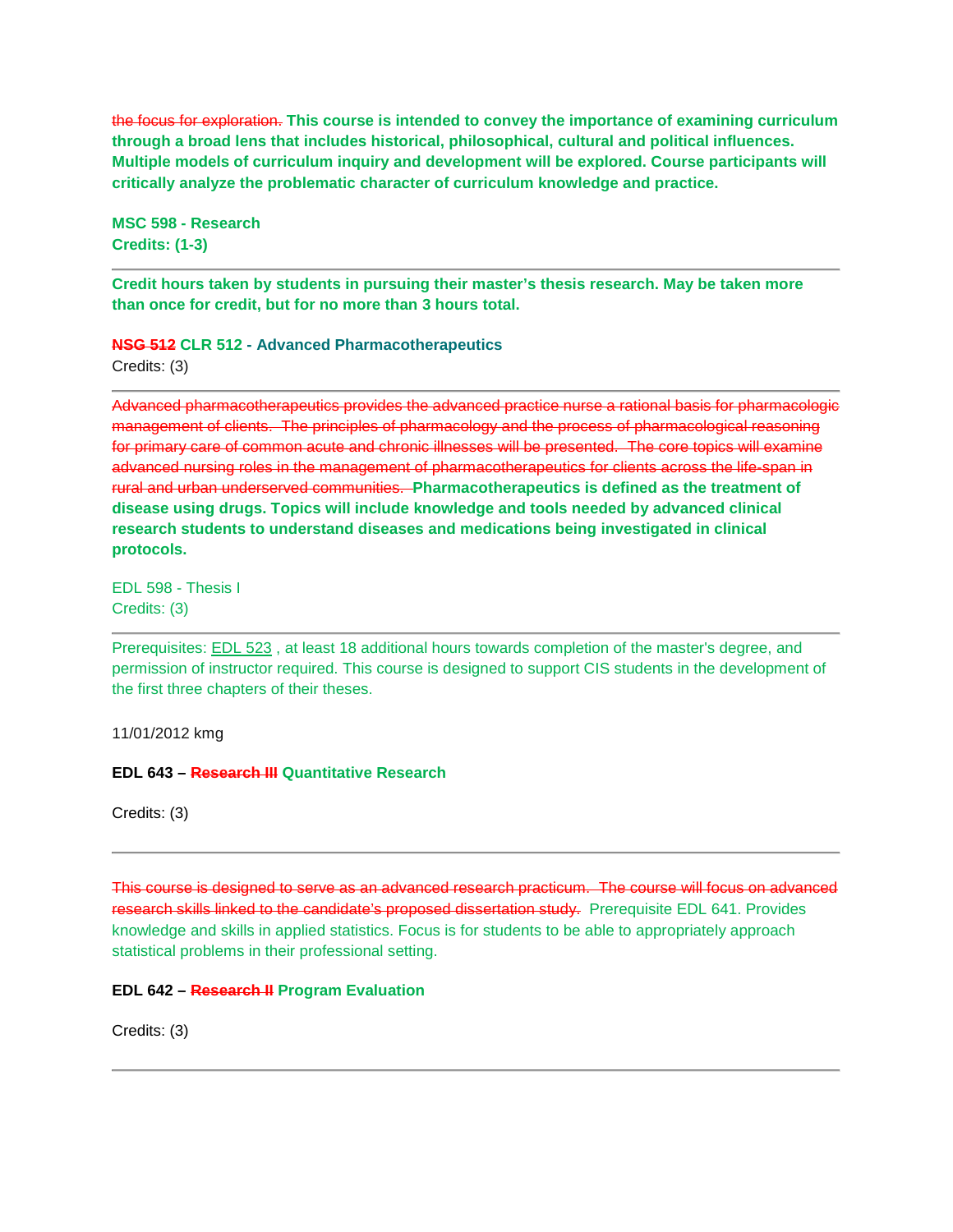~~the focus for exploration.~~ **This course is intended to convey the importance of examining curriculum through a broad lens that includes historical, philosophical, cultural and political influences. Multiple models of curriculum inquiry and development will be explored. Course participants will critically analyze the problematic character of curriculum knowledge and practice.**

**MSC 598 - Research**
**Credits: (1-3)**

---

**Credit hours taken by students in pursuing their master's thesis research. May be taken more than once for credit, but for no more than 3 hours total.**

**~~NSG 512~~ CLR 512 - Advanced Pharmacotherapeutics**
Credits: (3)

---

~~Advanced pharmacotherapeutics provides the advanced practice nurse a rational basis for pharmacologic management of clients. The principles of pharmacology and the process of pharmacological reasoning for primary care of common acute and chronic illnesses will be presented. The core topics will examine advanced nursing roles in the management of pharmacotherapeutics for clients across the life-span in rural and urban underserved communities.~~ **Pharmacotherapeutics is defined as the treatment of disease using drugs. Topics will include knowledge and tools needed by advanced clinical research students to understand diseases and medications being investigated in clinical protocols.**

EDL 598 - Thesis I
Credits: (3)

---

Prerequisites: EDL 523 , at least 18 additional hours towards completion of the master's degree, and permission of instructor required. This course is designed to support CIS students in the development of the first three chapters of their theses.

11/01/2012 kmg

**EDL 643 – ~~Research III~~ Quantitative Research**

Credits: (3)

---

~~This course is designed to serve as an advanced research practicum. The course will focus on advanced research skills linked to the candidate's proposed dissertation study.~~ Prerequisite EDL 641. Provides knowledge and skills in applied statistics. Focus is for students to be able to appropriately approach statistical problems in their professional setting.

**EDL 642 – ~~Research II~~ Program Evaluation**

Credits: (3)

---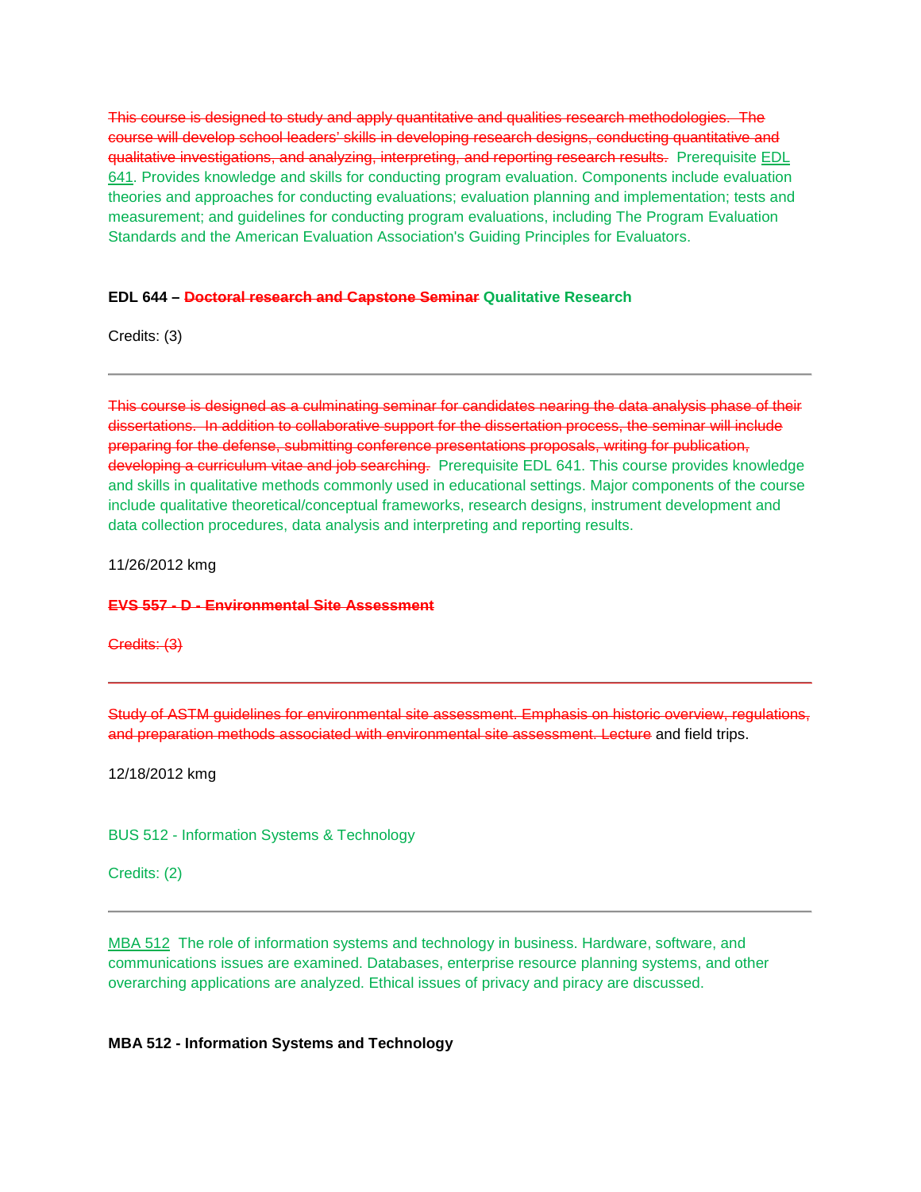~~This course is designed to study and apply quantitative and qualities research methodologies. The course will develop school leaders' skills in developing research designs, conducting quantitative and qualitative investigations, and analyzing, interpreting, and reporting research results.~~ Prerequisite EDL 641. Provides knowledge and skills for conducting program evaluation. Components include evaluation theories and approaches for conducting evaluations; evaluation planning and implementation; tests and measurement; and guidelines for conducting program evaluations, including The Program Evaluation Standards and the American Evaluation Association's Guiding Principles for Evaluators.

**EDL 644 – ~~Doctoral research and Capstone Seminar~~ Qualitative Research**

Credits: (3)

---

~~This course is designed as a culminating seminar for candidates nearing the data analysis phase of their dissertations. In addition to collaborative support for the dissertation process, the seminar will include preparing for the defense, submitting conference presentations proposals, writing for publication, developing a curriculum vitae and job searching.~~ Prerequisite EDL 641. This course provides knowledge and skills in qualitative methods commonly used in educational settings. Major components of the course include qualitative theoretical/conceptual frameworks, research designs, instrument development and data collection procedures, data analysis and interpreting and reporting results.

11/26/2012 kmg

**~~EVS 557 - D - Environmental Site Assessment~~**

~~Credits: (3)~~

---

~~Study of ASTM guidelines for environmental site assessment. Emphasis on historic overview, regulations, and preparation methods associated with environmental site assessment. Lecture~~ and field trips.

12/18/2012 kmg

BUS 512 - Information Systems & Technology

Credits: (2)

---

MBA 512 The role of information systems and technology in business. Hardware, software, and communications issues are examined. Databases, enterprise resource planning systems, and other overarching applications are analyzed. Ethical issues of privacy and piracy are discussed.

**MBA 512 - Information Systems and Technology**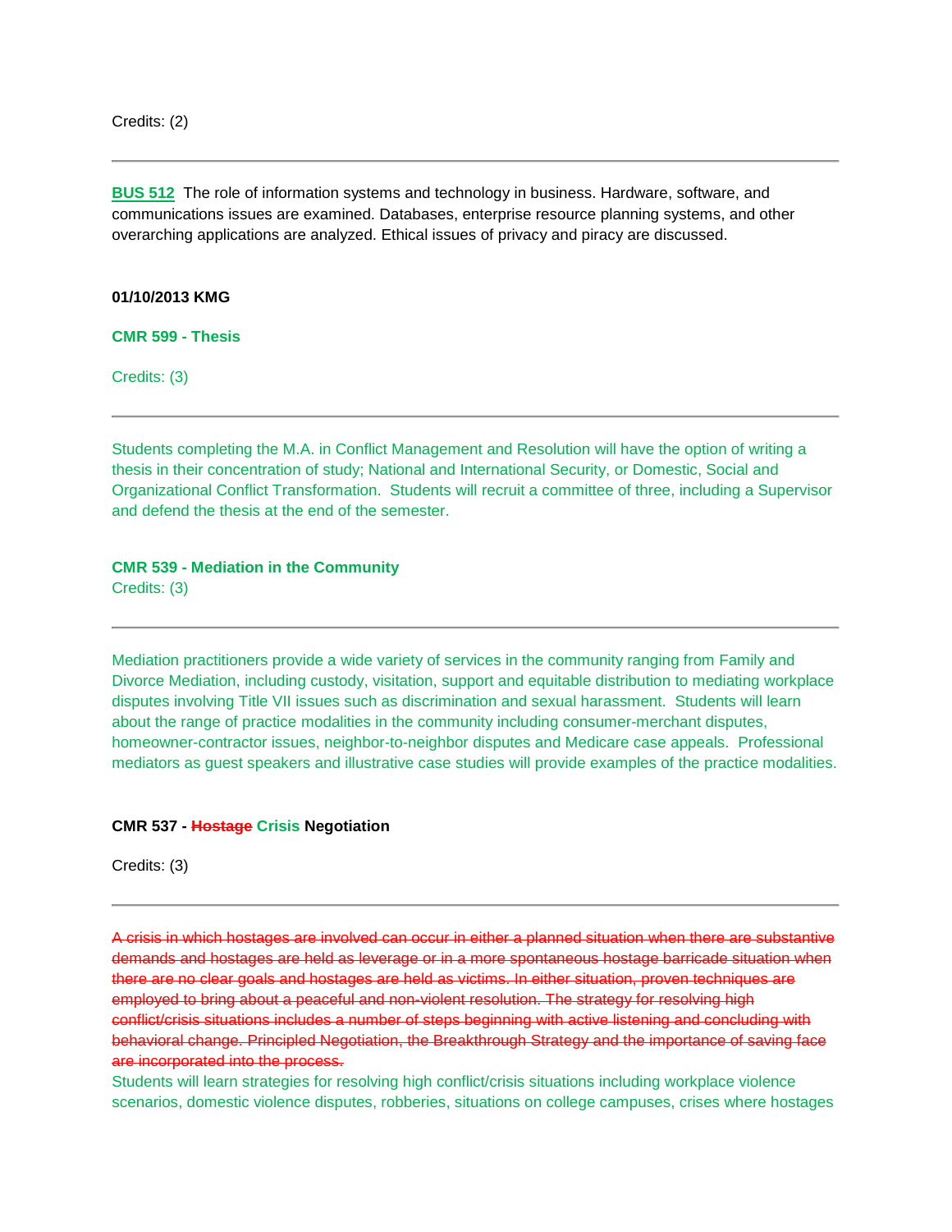Credits: (2)

---

**BUS 512** The role of information systems and technology in business. Hardware, software, and communications issues are examined. Databases, enterprise resource planning systems, and other overarching applications are analyzed. Ethical issues of privacy and piracy are discussed.

**01/10/2013 KMG**

**CMR 599 - Thesis**

Credits: (3)

---

Students completing the M.A. in Conflict Management and Resolution will have the option of writing a thesis in their concentration of study; National and International Security, or Domestic, Social and Organizational Conflict Transformation. Students will recruit a committee of three, including a Supervisor and defend the thesis at the end of the semester.

**CMR 539 - Mediation in the Community**
Credits: (3)

---

Mediation practitioners provide a wide variety of services in the community ranging from Family and Divorce Mediation, including custody, visitation, support and equitable distribution to mediating workplace disputes involving Title VII issues such as discrimination and sexual harassment. Students will learn about the range of practice modalities in the community including consumer-merchant disputes, homeowner-contractor issues, neighbor-to-neighbor disputes and Medicare case appeals. Professional mediators as guest speakers and illustrative case studies will provide examples of the practice modalities.

**CMR 537 - ~~Hostage~~ Crisis Negotiation**

Credits: (3)

---

~~A crisis in which hostages are involved can occur in either a planned situation when there are substantive demands and hostages are held as leverage or in a more spontaneous hostage barricade situation when there are no clear goals and hostages are held as victims. In either situation, proven techniques are employed to bring about a peaceful and non-violent resolution. The strategy for resolving high conflict/crisis situations includes a number of steps beginning with active listening and concluding with behavioral change. Principled Negotiation, the Breakthrough Strategy and the importance of saving face are incorporated into the process.~~
Students will learn strategies for resolving high conflict/crisis situations including workplace violence scenarios, domestic violence disputes, robberies, situations on college campuses, crises where hostages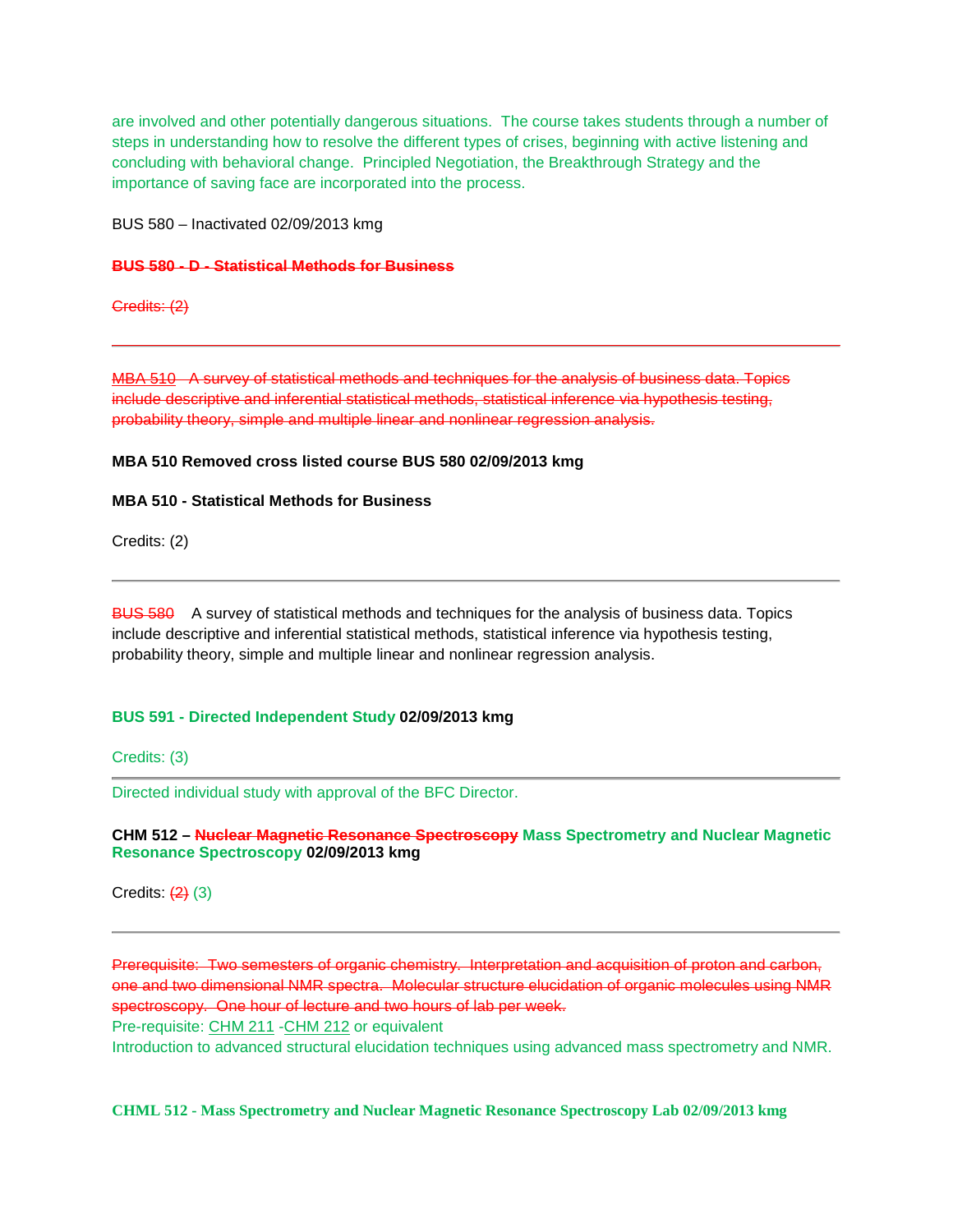are involved and other potentially dangerous situations. The course takes students through a number of steps in understanding how to resolve the different types of crises, beginning with active listening and concluding with behavioral change. Principled Negotiation, the Breakthrough Strategy and the importance of saving face are incorporated into the process.

BUS 580 – Inactivated 02/09/2013 kmg

~~**BUS 580 - D - Statistical Methods for Business**~~

~~Credits: (2)~~

---

~~MBA 510 A survey of statistical methods and techniques for the analysis of business data. Topics include descriptive and inferential statistical methods, statistical inference via hypothesis testing, probability theory, simple and multiple linear and nonlinear regression analysis.~~

**MBA 510 Removed cross listed course BUS 580 02/09/2013 kmg**

**MBA 510 - Statistical Methods for Business**

Credits: (2)

---

~~BUS 580~~ A survey of statistical methods and techniques for the analysis of business data. Topics include descriptive and inferential statistical methods, statistical inference via hypothesis testing, probability theory, simple and multiple linear and nonlinear regression analysis.

**BUS 591 - Directed Independent Study 02/09/2013 kmg**

Credits: (3)

---

Directed individual study with approval of the BFC Director.

**CHM 512 – ~~Nuclear Magnetic Resonance Spectroscopy~~ Mass Spectrometry and Nuclear Magnetic Resonance Spectroscopy 02/09/2013 kmg**

Credits: ~~(2)~~ (3)

---

~~Prerequisite: Two semesters of organic chemistry. Interpretation and acquisition of proton and carbon, one and two dimensional NMR spectra. Molecular structure elucidation of organic molecules using NMR spectroscopy. One hour of lecture and two hours of lab per week.~~
Pre-requisite: CHM 211 -CHM 212 or equivalent
Introduction to advanced structural elucidation techniques using advanced mass spectrometry and NMR.

**CHML 512 - Mass Spectrometry and Nuclear Magnetic Resonance Spectroscopy Lab 02/09/2013 kmg**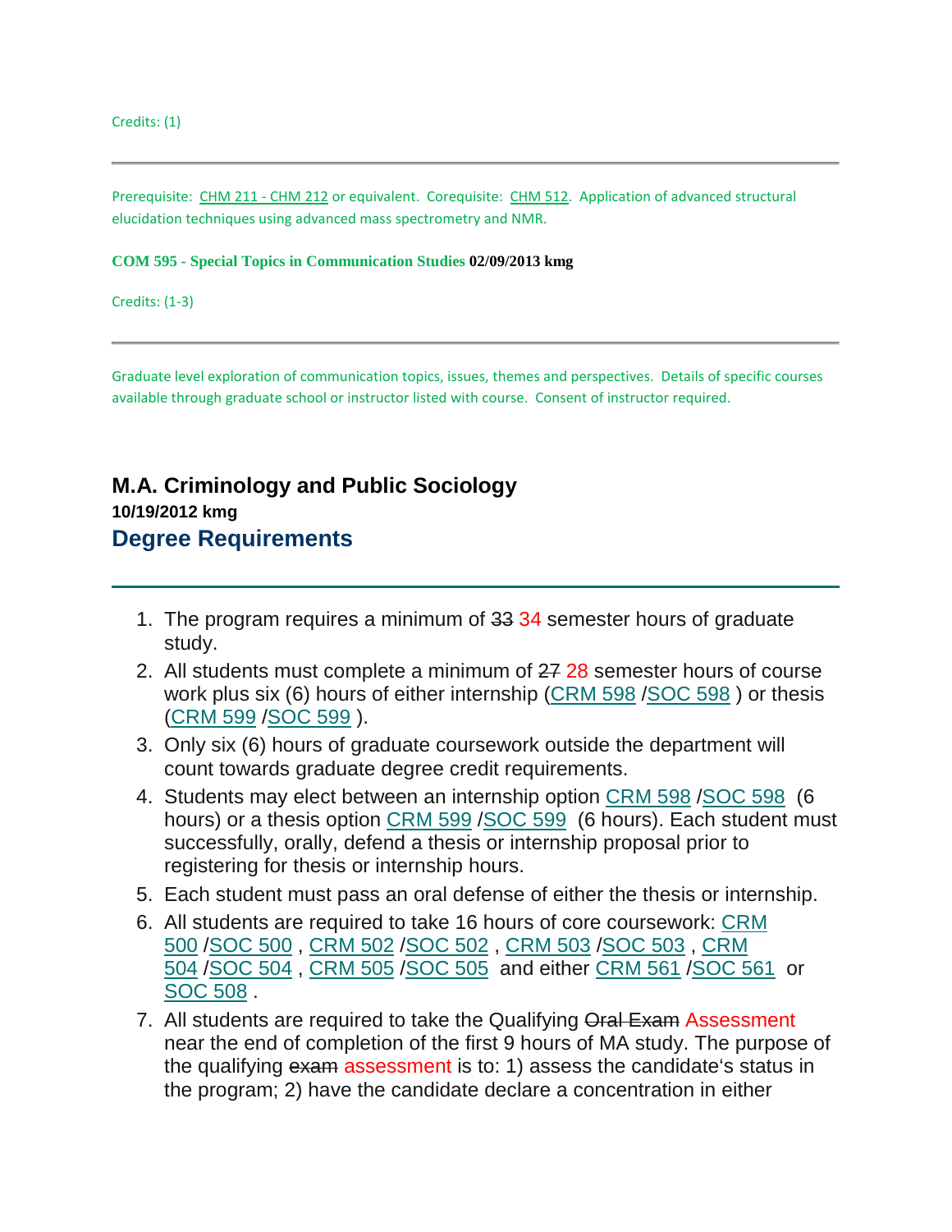Credits: (1)

---

Prerequisite: CHM 211 - CHM 212 or equivalent. Corequisite: CHM 512. Application of advanced structural elucidation techniques using advanced mass spectrometry and NMR.

**COM 595 - Special Topics in Communication Studies 02/09/2013 kmg**

Credits: (1-3)

---

Graduate level exploration of communication topics, issues, themes and perspectives. Details of specific courses available through graduate school or instructor listed with course. Consent of instructor required.

## M.A. Criminology and Public Sociology

**10/19/2012 kmg**

## Degree Requirements

---

1. The program requires a minimum of ~~33~~ 34 semester hours of graduate study.
2. All students must complete a minimum of ~~27~~ 28 semester hours of course work plus six (6) hours of either internship (CRM 598 /SOC 598 ) or thesis (CRM 599 /SOC 599 ).
3. Only six (6) hours of graduate coursework outside the department will count towards graduate degree credit requirements.
4. Students may elect between an internship option CRM 598 /SOC 598 (6 hours) or a thesis option CRM 599 /SOC 599 (6 hours). Each student must successfully, orally, defend a thesis or internship proposal prior to registering for thesis or internship hours.
5. Each student must pass an oral defense of either the thesis or internship.
6. All students are required to take 16 hours of core coursework: CRM 500 /SOC 500 , CRM 502 /SOC 502 , CRM 503 /SOC 503 , CRM 504 /SOC 504 , CRM 505 /SOC 505 and either CRM 561 /SOC 561 or SOC 508 .
7. All students are required to take the Qualifying ~~Oral Exam~~ Assessment near the end of completion of the first 9 hours of MA study. The purpose of the qualifying ~~exam~~ assessment is to: 1) assess the candidate's status in the program; 2) have the candidate declare a concentration in either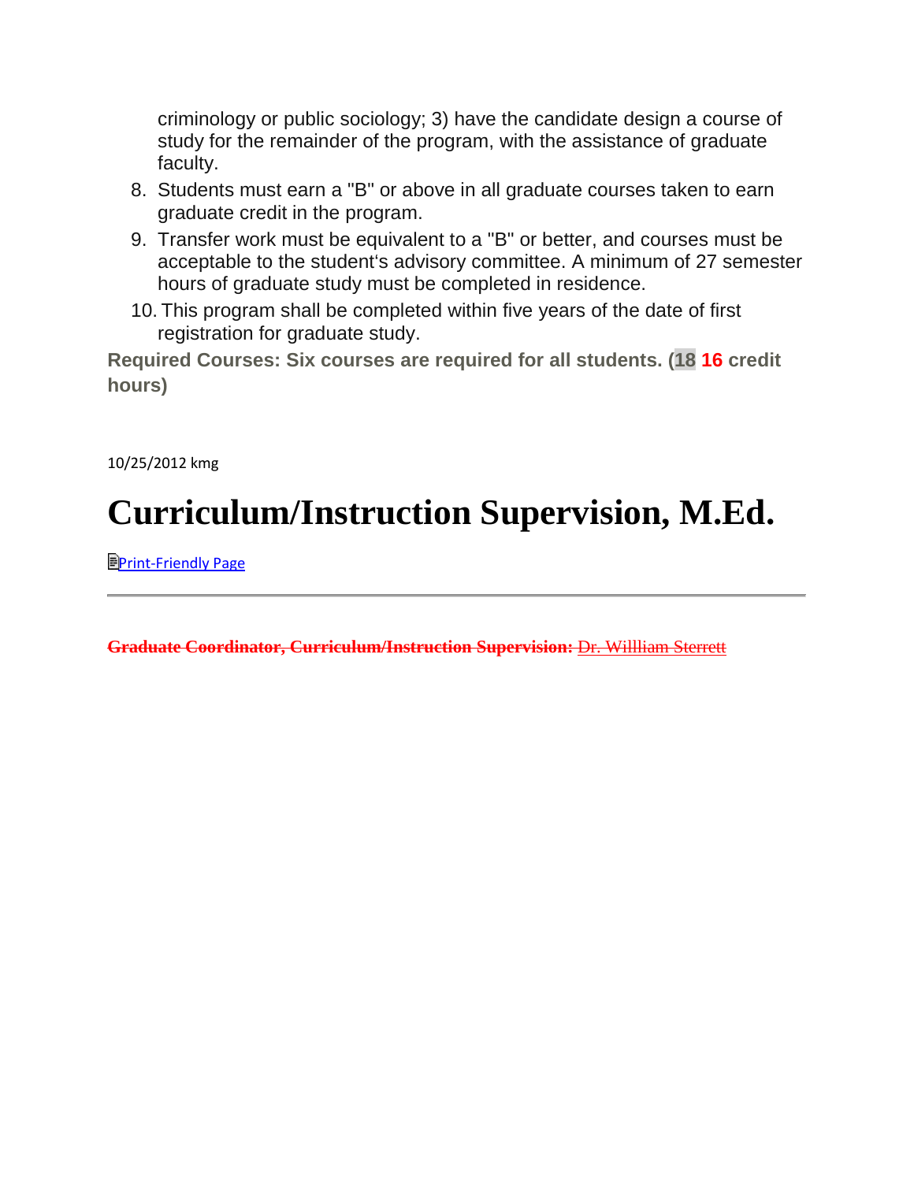criminology or public sociology; 3) have the candidate design a course of study for the remainder of the program, with the assistance of graduate faculty.

8. Students must earn a "B" or above in all graduate courses taken to earn graduate credit in the program.
9. Transfer work must be equivalent to a "B" or better, and courses must be acceptable to the student's advisory committee. A minimum of 27 semester hours of graduate study must be completed in residence.
10. This program shall be completed within five years of the date of first registration for graduate study.

**Required Courses: Six courses are required for all students. (18 16 credit hours)**

10/25/2012 kmg

# Curriculum/Instruction Supervision, M.Ed.

Print-Friendly Page

---

~~**Graduate Coordinator, Curriculum/Instruction Supervision:** Dr. Willliam Sterrett~~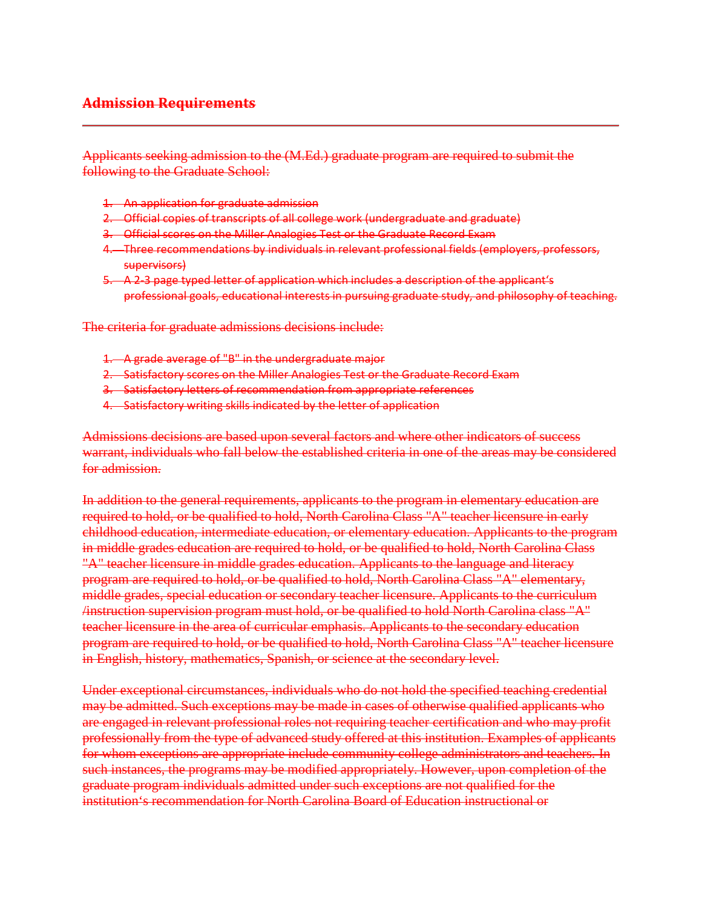## ~~Admission Requirements~~

---

~~Applicants seeking admission to the (M.Ed.) graduate program are required to submit the following to the Graduate School:~~

1. ~~An application for graduate admission~~
2. ~~Official copies of transcripts of all college work (undergraduate and graduate)~~
3. ~~Official scores on the Miller Analogies Test or the Graduate Record Exam~~
4. ~~Three recommendations by individuals in relevant professional fields (employers, professors, supervisors)~~
5. ~~A 2-3 page typed letter of application which includes a description of the applicant's professional goals, educational interests in pursuing graduate study, and philosophy of teaching.~~

~~The criteria for graduate admissions decisions include:~~

1. ~~A grade average of "B" in the undergraduate major~~
2. ~~Satisfactory scores on the Miller Analogies Test or the Graduate Record Exam~~
3. ~~Satisfactory letters of recommendation from appropriate references~~
4. ~~Satisfactory writing skills indicated by the letter of application~~

~~Admissions decisions are based upon several factors and where other indicators of success warrant, individuals who fall below the established criteria in one of the areas may be considered for admission.~~

~~In addition to the general requirements, applicants to the program in elementary education are required to hold, or be qualified to hold, North Carolina Class "A" teacher licensure in early childhood education, intermediate education, or elementary education. Applicants to the program in middle grades education are required to hold, or be qualified to hold, North Carolina Class "A" teacher licensure in middle grades education. Applicants to the language and literacy program are required to hold, or be qualified to hold, North Carolina Class "A" elementary, middle grades, special education or secondary teacher licensure. Applicants to the curriculum /instruction supervision program must hold, or be qualified to hold North Carolina class "A" teacher licensure in the area of curricular emphasis. Applicants to the secondary education program are required to hold, or be qualified to hold, North Carolina Class "A" teacher licensure in English, history, mathematics, Spanish, or science at the secondary level.~~

~~Under exceptional circumstances, individuals who do not hold the specified teaching credential may be admitted. Such exceptions may be made in cases of otherwise qualified applicants who are engaged in relevant professional roles not requiring teacher certification and who may profit professionally from the type of advanced study offered at this institution. Examples of applicants for whom exceptions are appropriate include community college administrators and teachers. In such instances, the programs may be modified appropriately. However, upon completion of the graduate program individuals admitted under such exceptions are not qualified for the institution's recommendation for North Carolina Board of Education instructional or~~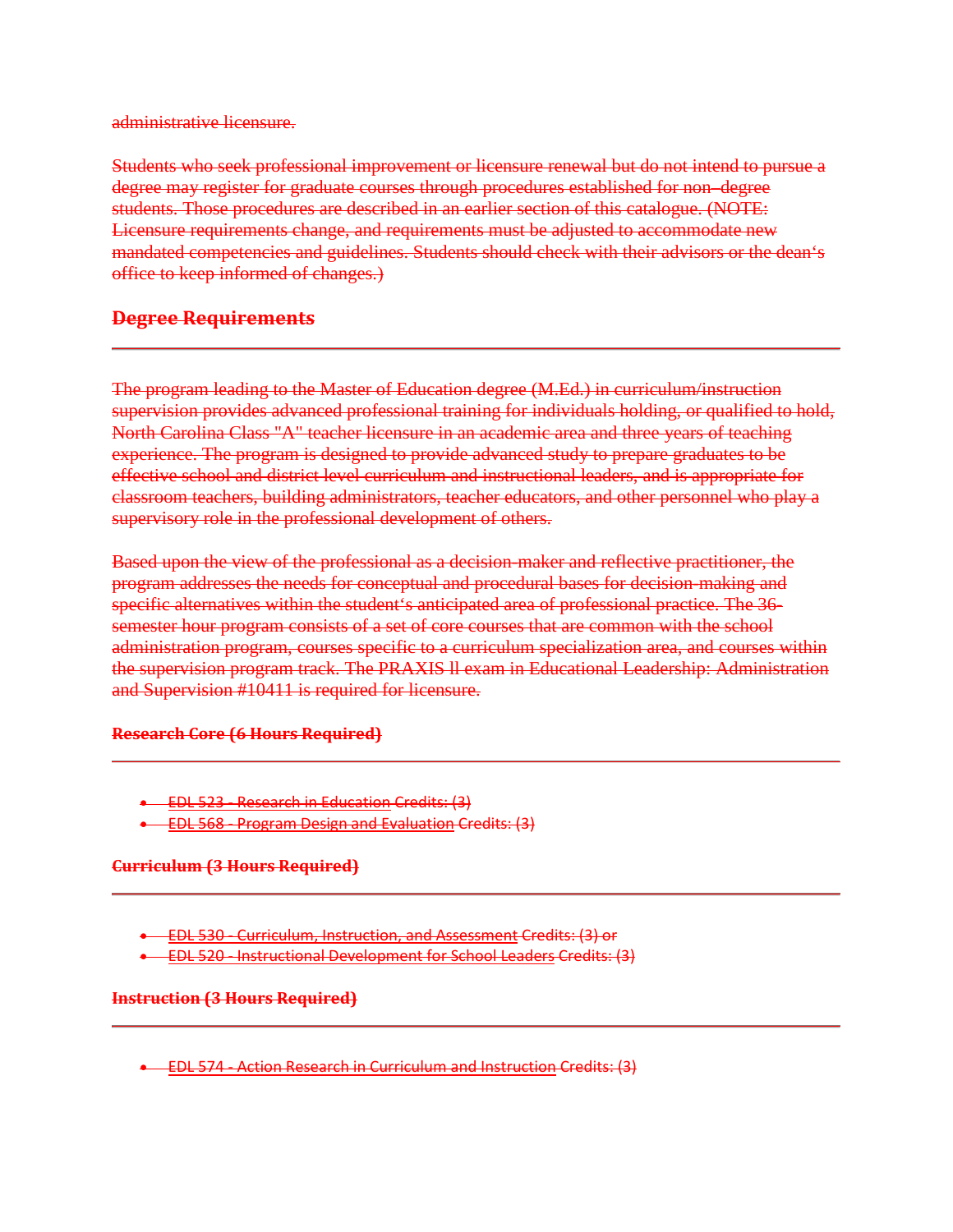administrative licensure.

Students who seek professional improvement or licensure renewal but do not intend to pursue a degree may register for graduate courses through procedures established for non–degree students. Those procedures are described in an earlier section of this catalogue. (NOTE: Licensure requirements change, and requirements must be adjusted to accommodate new mandated competencies and guidelines. Students should check with their advisors or the dean's office to keep informed of changes.)

## Degree Requirements

The program leading to the Master of Education degree (M.Ed.) in curriculum/instruction supervision provides advanced professional training for individuals holding, or qualified to hold, North Carolina Class "A" teacher licensure in an academic area and three years of teaching experience. The program is designed to provide advanced study to prepare graduates to be effective school and district level curriculum and instructional leaders, and is appropriate for classroom teachers, building administrators, teacher educators, and other personnel who play a supervisory role in the professional development of others.

Based upon the view of the professional as a decision-maker and reflective practitioner, the program addresses the needs for conceptual and procedural bases for decision-making and specific alternatives within the student's anticipated area of professional practice. The 36-semester hour program consists of a set of core courses that are common with the school administration program, courses specific to a curriculum specialization area, and courses within the supervision program track. The PRAXIS ll exam in Educational Leadership: Administration and Supervision #10411 is required for licensure.

### Research Core (6 Hours Required)

- EDL 523 - Research in Education Credits: (3)
- EDL 568 - Program Design and Evaluation Credits: (3)

### Curriculum (3 Hours Required)

- EDL 530 - Curriculum, Instruction, and Assessment Credits: (3) or
- EDL 520 - Instructional Development for School Leaders Credits: (3)

### Instruction (3 Hours Required)

- EDL 574 - Action Research in Curriculum and Instruction Credits: (3)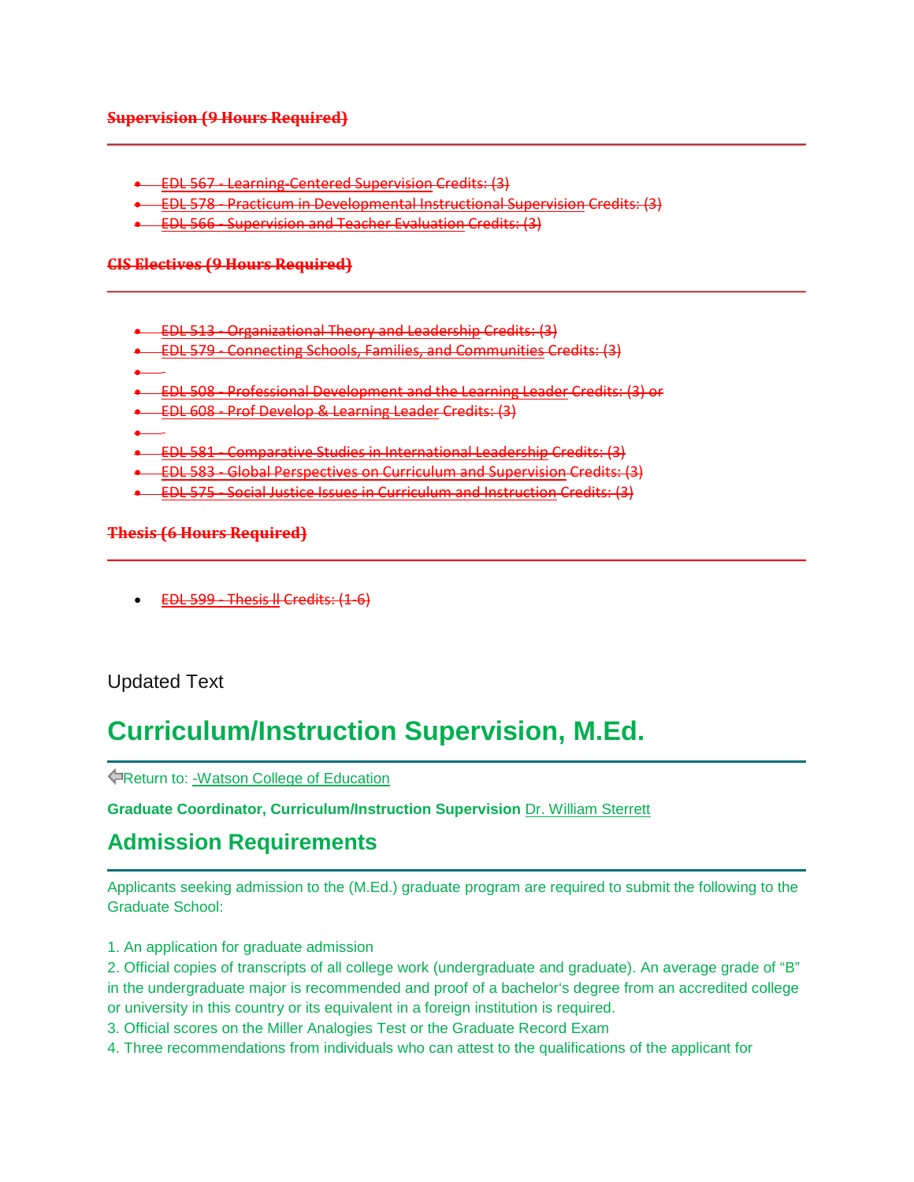~~**Supervision (9 Hours Required)**~~

---

- ~~EDL 567 - Learning-Centered Supervision Credits: (3)~~
- ~~EDL 578 - Practicum in Developmental Instructional Supervision Credits: (3)~~
- ~~EDL 566 - Supervision and Teacher Evaluation Credits: (3)~~

~~**CIS Electives (9 Hours Required)**~~

---

- ~~EDL 513 - Organizational Theory and Leadership Credits: (3)~~
- ~~EDL 579 - Connecting Schools, Families, and Communities Credits: (3)~~
- 
- ~~EDL 508 - Professional Development and the Learning Leader Credits: (3) or~~
- ~~EDL 608 - Prof Develop & Learning Leader Credits: (3)~~
- 
- ~~EDL 581 - Comparative Studies in International Leadership Credits: (3)~~
- ~~EDL 583 - Global Perspectives on Curriculum and Supervision Credits: (3)~~
- ~~EDL 575 - Social Justice Issues in Curriculum and Instruction Credits: (3)~~

~~**Thesis (6 Hours Required)**~~

---

- ~~EDL 599 - Thesis II Credits: (1-6)~~

Updated Text

# Curriculum/Instruction Supervision, M.Ed.

---

Return to: -Watson College of Education

**Graduate Coordinator, Curriculum/Instruction Supervision** Dr. William Sterrett

## Admission Requirements

---

Applicants seeking admission to the (M.Ed.) graduate program are required to submit the following to the Graduate School:

1. An application for graduate admission
2. Official copies of transcripts of all college work (undergraduate and graduate). An average grade of "B" in the undergraduate major is recommended and proof of a bachelor's degree from an accredited college or university in this country or its equivalent in a foreign institution is required.
3. Official scores on the Miller Analogies Test or the Graduate Record Exam
4. Three recommendations from individuals who can attest to the qualifications of the applicant for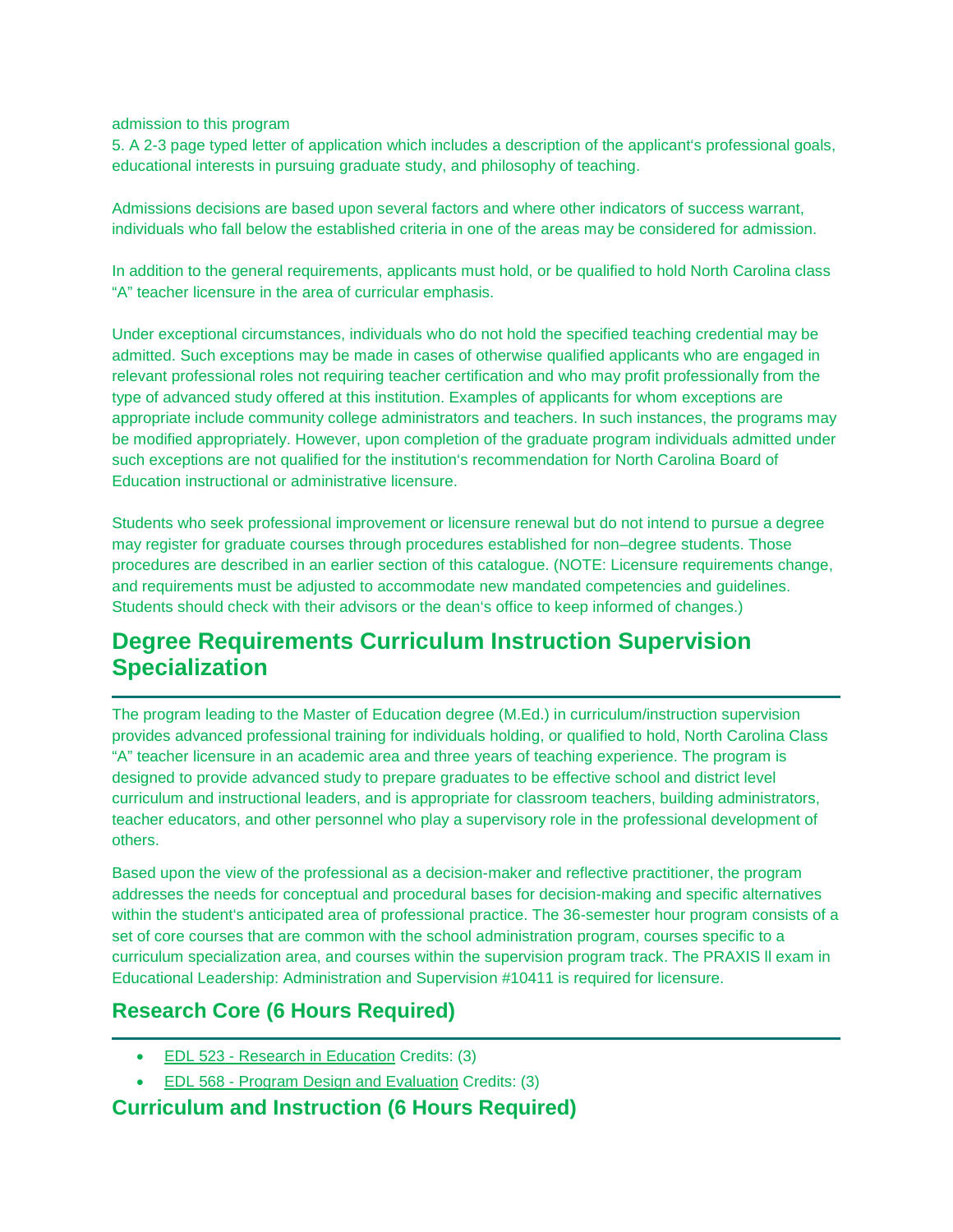admission to this program

5. A 2-3 page typed letter of application which includes a description of the applicant's professional goals, educational interests in pursuing graduate study, and philosophy of teaching.

Admissions decisions are based upon several factors and where other indicators of success warrant, individuals who fall below the established criteria in one of the areas may be considered for admission.

In addition to the general requirements, applicants must hold, or be qualified to hold North Carolina class "A" teacher licensure in the area of curricular emphasis.

Under exceptional circumstances, individuals who do not hold the specified teaching credential may be admitted. Such exceptions may be made in cases of otherwise qualified applicants who are engaged in relevant professional roles not requiring teacher certification and who may profit professionally from the type of advanced study offered at this institution. Examples of applicants for whom exceptions are appropriate include community college administrators and teachers. In such instances, the programs may be modified appropriately. However, upon completion of the graduate program individuals admitted under such exceptions are not qualified for the institution's recommendation for North Carolina Board of Education instructional or administrative licensure.

Students who seek professional improvement or licensure renewal but do not intend to pursue a degree may register for graduate courses through procedures established for non–degree students. Those procedures are described in an earlier section of this catalogue. (NOTE: Licensure requirements change, and requirements must be adjusted to accommodate new mandated competencies and guidelines. Students should check with their advisors or the dean's office to keep informed of changes.)

## Degree Requirements Curriculum Instruction Supervision Specialization

The program leading to the Master of Education degree (M.Ed.) in curriculum/instruction supervision provides advanced professional training for individuals holding, or qualified to hold, North Carolina Class "A" teacher licensure in an academic area and three years of teaching experience. The program is designed to provide advanced study to prepare graduates to be effective school and district level curriculum and instructional leaders, and is appropriate for classroom teachers, building administrators, teacher educators, and other personnel who play a supervisory role in the professional development of others.

Based upon the view of the professional as a decision-maker and reflective practitioner, the program addresses the needs for conceptual and procedural bases for decision-making and specific alternatives within the student's anticipated area of professional practice. The 36-semester hour program consists of a set of core courses that are common with the school administration program, courses specific to a curriculum specialization area, and courses within the supervision program track. The PRAXIS ll exam in Educational Leadership: Administration and Supervision #10411 is required for licensure.

### Research Core (6 Hours Required)

- EDL 523 - Research in Education Credits: (3)
- EDL 568 - Program Design and Evaluation Credits: (3)

### Curriculum and Instruction (6 Hours Required)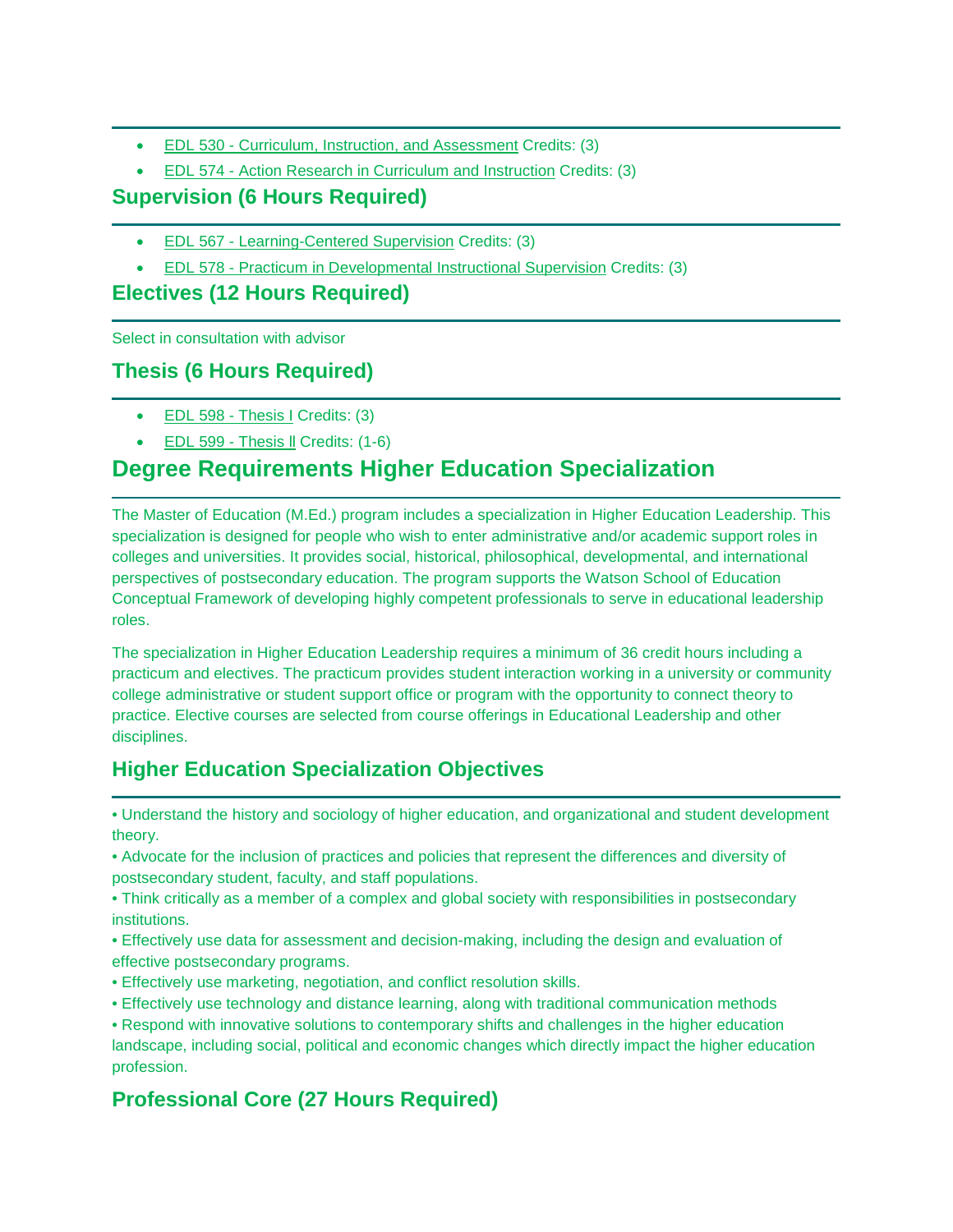- EDL 530 - Curriculum, Instruction, and Assessment Credits: (3)
- EDL 574 - Action Research in Curriculum and Instruction Credits: (3)

### Supervision (6 Hours Required)

- EDL 567 - Learning-Centered Supervision Credits: (3)
- EDL 578 - Practicum in Developmental Instructional Supervision Credits: (3)

### Electives (12 Hours Required)

Select in consultation with advisor

### Thesis (6 Hours Required)

- EDL 598 - Thesis I Credits: (3)
- EDL 599 - Thesis II Credits: (1-6)

## Degree Requirements Higher Education Specialization

The Master of Education (M.Ed.) program includes a specialization in Higher Education Leadership. This specialization is designed for people who wish to enter administrative and/or academic support roles in colleges and universities. It provides social, historical, philosophical, developmental, and international perspectives of postsecondary education. The program supports the Watson School of Education Conceptual Framework of developing highly competent professionals to serve in educational leadership roles.

The specialization in Higher Education Leadership requires a minimum of 36 credit hours including a practicum and electives. The practicum provides student interaction working in a university or community college administrative or student support office or program with the opportunity to connect theory to practice. Elective courses are selected from course offerings in Educational Leadership and other disciplines.

### Higher Education Specialization Objectives

• Understand the history and sociology of higher education, and organizational and student development theory.
• Advocate for the inclusion of practices and policies that represent the differences and diversity of postsecondary student, faculty, and staff populations.
• Think critically as a member of a complex and global society with responsibilities in postsecondary institutions.
• Effectively use data for assessment and decision-making, including the design and evaluation of effective postsecondary programs.
• Effectively use marketing, negotiation, and conflict resolution skills.
• Effectively use technology and distance learning, along with traditional communication methods
• Respond with innovative solutions to contemporary shifts and challenges in the higher education landscape, including social, political and economic changes which directly impact the higher education profession.

### Professional Core (27 Hours Required)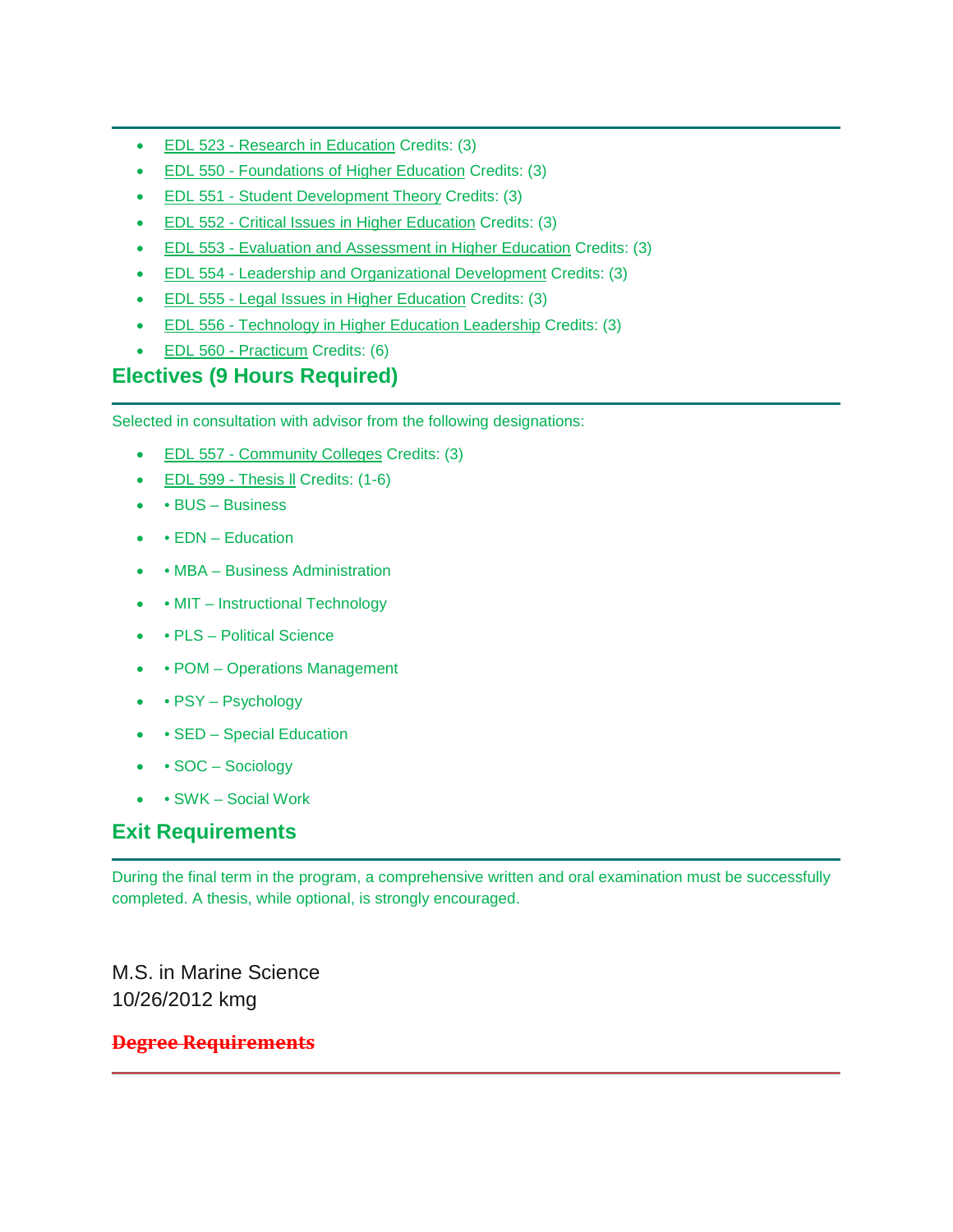- EDL 523 - Research in Education Credits: (3)
- EDL 550 - Foundations of Higher Education Credits: (3)
- EDL 551 - Student Development Theory Credits: (3)
- EDL 552 - Critical Issues in Higher Education Credits: (3)
- EDL 553 - Evaluation and Assessment in Higher Education Credits: (3)
- EDL 554 - Leadership and Organizational Development Credits: (3)
- EDL 555 - Legal Issues in Higher Education Credits: (3)
- EDL 556 - Technology in Higher Education Leadership Credits: (3)
- EDL 560 - Practicum Credits: (6)

## Electives (9 Hours Required)

Selected in consultation with advisor from the following designations:

- EDL 557 - Community Colleges Credits: (3)
- EDL 599 - Thesis ll Credits: (1-6)
- • BUS – Business
- • EDN – Education
- • MBA – Business Administration
- • MIT – Instructional Technology
- • PLS – Political Science
- • POM – Operations Management
- • PSY – Psychology
- • SED – Special Education
- • SOC – Sociology
- • SWK – Social Work

## Exit Requirements

During the final term in the program, a comprehensive written and oral examination must be successfully completed. A thesis, while optional, is strongly encouraged.

M.S. in Marine Science
10/26/2012 kmg

## ~~Degree Requirements~~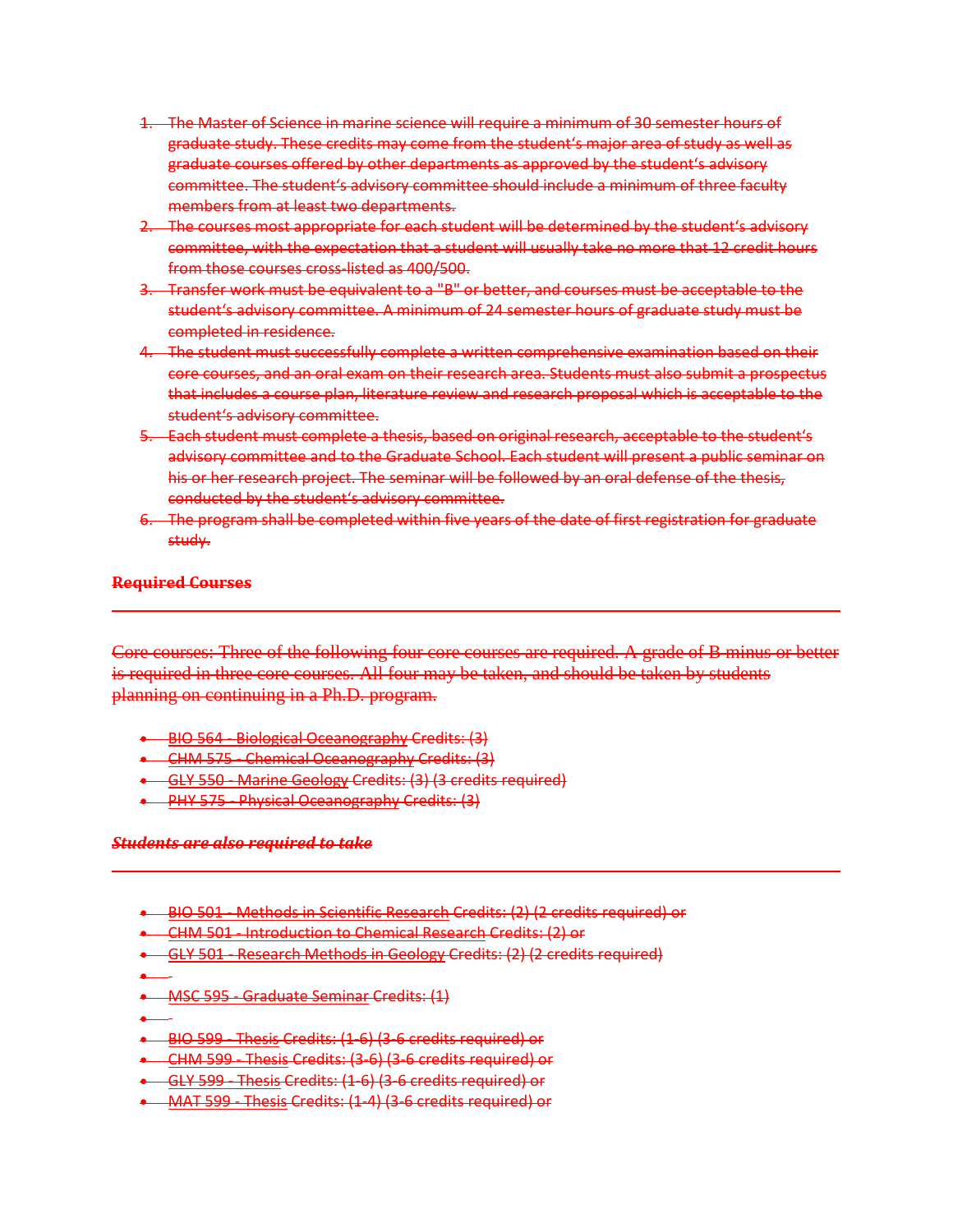1. ~~The Master of Science in marine science will require a minimum of 30 semester hours of graduate study. These credits may come from the student's major area of study as well as graduate courses offered by other departments as approved by the student's advisory committee. The student's advisory committee should include a minimum of three faculty members from at least two departments.~~
2. ~~The courses most appropriate for each student will be determined by the student's advisory committee, with the expectation that a student will usually take no more that 12 credit hours from those courses cross-listed as 400/500.~~
3. ~~Transfer work must be equivalent to a "B" or better, and courses must be acceptable to the student's advisory committee. A minimum of 24 semester hours of graduate study must be completed in residence.~~
4. ~~The student must successfully complete a written comprehensive examination based on their core courses, and an oral exam on their research area. Students must also submit a prospectus that includes a course plan, literature review and research proposal which is acceptable to the student's advisory committee.~~
5. ~~Each student must complete a thesis, based on original research, acceptable to the student's advisory committee and to the Graduate School. Each student will present a public seminar on his or her research project. The seminar will be followed by an oral defense of the thesis, conducted by the student's advisory committee.~~
6. ~~The program shall be completed within five years of the date of first registration for graduate study.~~

### ~~Required Courses~~

---

~~Core courses: Three of the following four core courses are required. A grade of B minus or better is required in three core courses. All four may be taken, and should be taken by students planning on continuing in a Ph.D. program.~~

- ~~BIO 564 - Biological Oceanography Credits: (3)~~
- ~~CHM 575 - Chemical Oceanography Credits: (3)~~
- ~~GLY 550 - Marine Geology Credits: (3) (3 credits required)~~
- ~~PHY 575 - Physical Oceanography Credits: (3)~~

### ***~~Students are also required to take~~***

---

- ~~BIO 501 - Methods in Scientific Research Credits: (2) (2 credits required) or~~
- ~~CHM 501 - Introduction to Chemical Research Credits: (2) or~~
- ~~GLY 501 - Research Methods in Geology Credits: (2) (2 credits required)~~
- 
- ~~MSC 595 - Graduate Seminar Credits: (1)~~
- 
- ~~BIO 599 - Thesis Credits: (1-6) (3-6 credits required) or~~
- ~~CHM 599 - Thesis Credits: (3-6) (3-6 credits required) or~~
- ~~GLY 599 - Thesis Credits: (1-6) (3-6 credits required) or~~
- ~~MAT 599 - Thesis Credits: (1-4) (3-6 credits required) or~~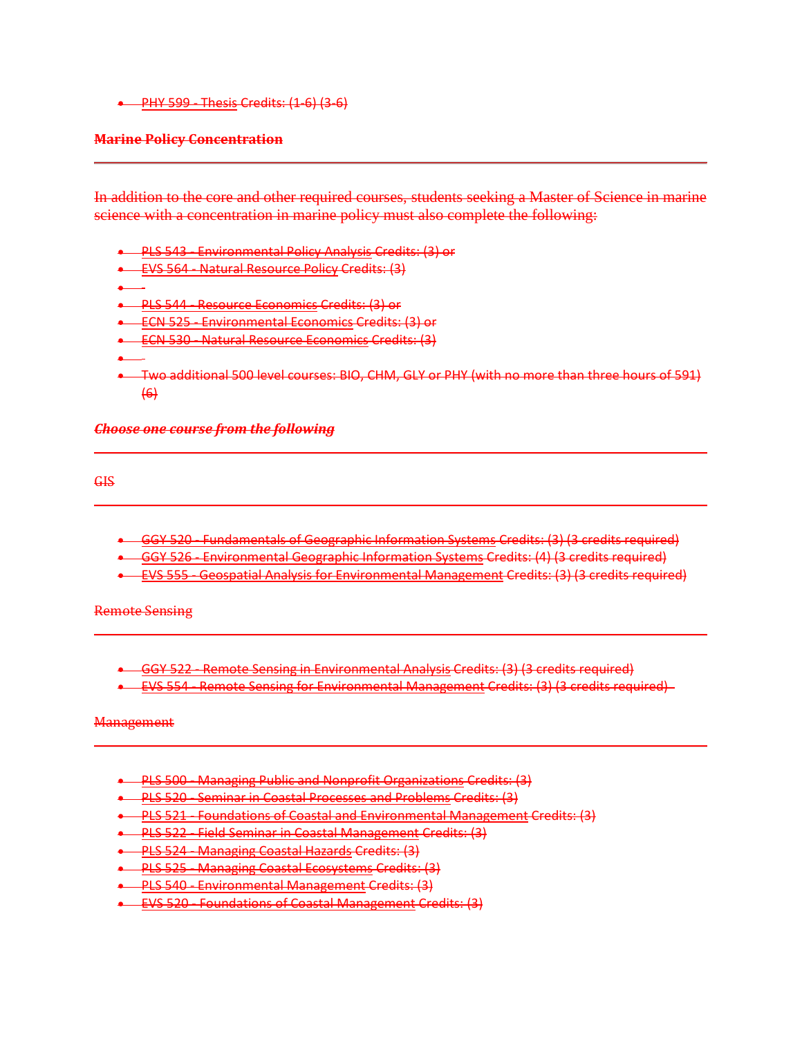- PHY 599 - Thesis Credits: (1-6) (3-6)

**Marine Policy Concentration**

---

In addition to the core and other required courses, students seeking a Master of Science in marine science with a concentration in marine policy must also complete the following:

- PLS 543 - Environmental Policy Analysis Credits: (3) or
- EVS 564 - Natural Resource Policy Credits: (3)
- 
- PLS 544 - Resource Economics Credits: (3) or
- ECN 525 - Environmental Economics Credits: (3) or
- ECN 530 - Natural Resource Economics Credits: (3)
- 
- Two additional 500 level courses: BIO, CHM, GLY or PHY (with no more than three hours of 591) (6)

***Choose one course from the following***

---

GIS

---

- GGY 520 - Fundamentals of Geographic Information Systems Credits: (3) (3 credits required)
- GGY 526 - Environmental Geographic Information Systems Credits: (4) (3 credits required)
- EVS 555 - Geospatial Analysis for Environmental Management Credits: (3) (3 credits required)

Remote Sensing

---

- GGY 522 - Remote Sensing in Environmental Analysis Credits: (3) (3 credits required)
- EVS 554 - Remote Sensing for Environmental Management Credits: (3) (3 credits required)

Management

---

- PLS 500 - Managing Public and Nonprofit Organizations Credits: (3)
- PLS 520 - Seminar in Coastal Processes and Problems Credits: (3)
- PLS 521 - Foundations of Coastal and Environmental Management Credits: (3)
- PLS 522 - Field Seminar in Coastal Management Credits: (3)
- PLS 524 - Managing Coastal Hazards Credits: (3)
- PLS 525 - Managing Coastal Ecosystems Credits: (3)
- PLS 540 - Environmental Management Credits: (3)
- EVS 520 - Foundations of Coastal Management Credits: (3)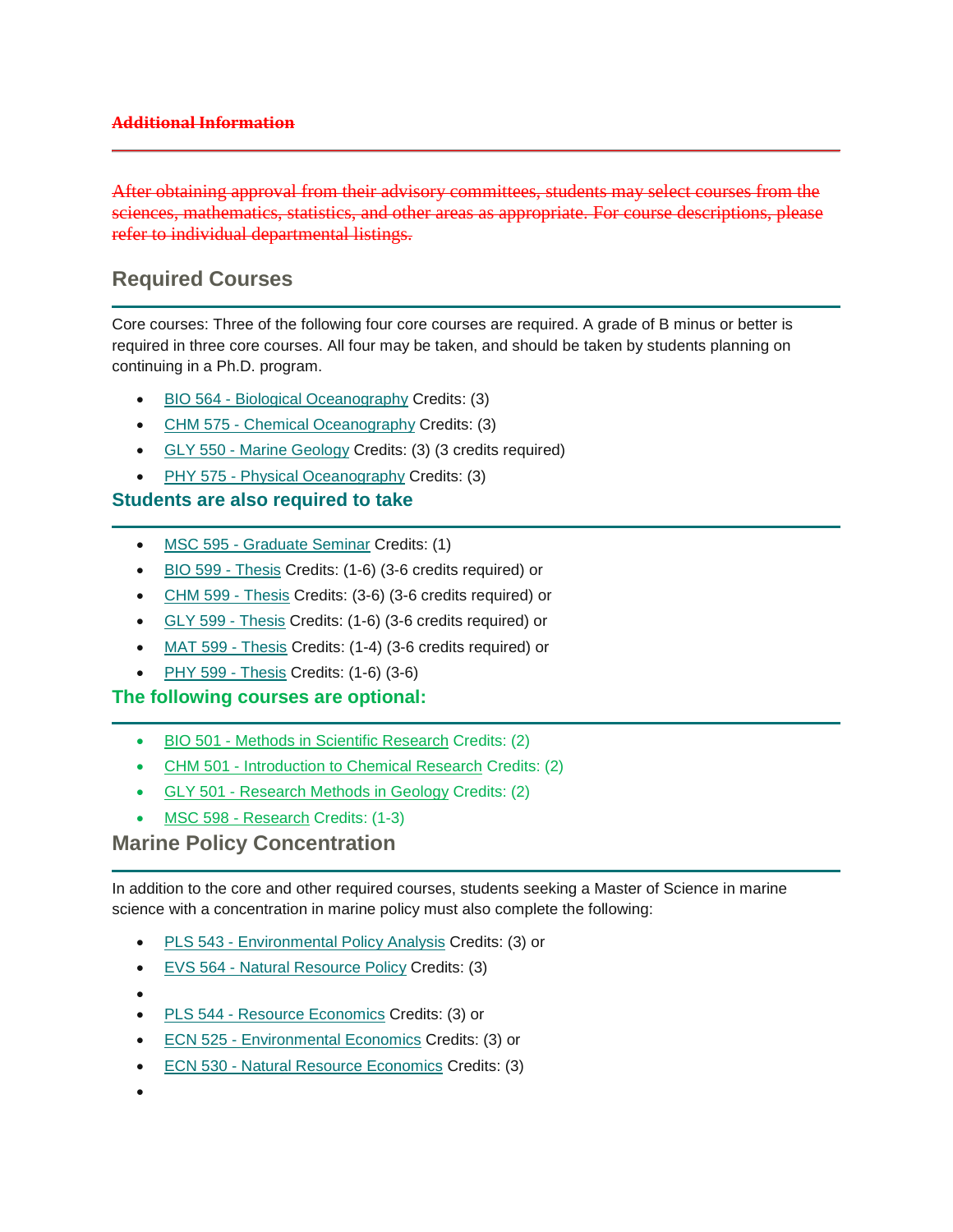~~**Additional Information**~~

---

~~After obtaining approval from their advisory committees, students may select courses from the sciences, mathematics, statistics, and other areas as appropriate. For course descriptions, please refer to individual departmental listings.~~

## Required Courses

Core courses: Three of the following four core courses are required. A grade of B minus or better is required in three core courses. All four may be taken, and should be taken by students planning on continuing in a Ph.D. program.

- BIO 564 - Biological Oceanography Credits: (3)
- CHM 575 - Chemical Oceanography Credits: (3)
- GLY 550 - Marine Geology Credits: (3) (3 credits required)
- PHY 575 - Physical Oceanography Credits: (3)

### Students are also required to take

- MSC 595 - Graduate Seminar Credits: (1)
- BIO 599 - Thesis Credits: (1-6) (3-6 credits required) or
- CHM 599 - Thesis Credits: (3-6) (3-6 credits required) or
- GLY 599 - Thesis Credits: (1-6) (3-6 credits required) or
- MAT 599 - Thesis Credits: (1-4) (3-6 credits required) or
- PHY 599 - Thesis Credits: (1-6) (3-6)

### The following courses are optional:

- BIO 501 - Methods in Scientific Research Credits: (2)
- CHM 501 - Introduction to Chemical Research Credits: (2)
- GLY 501 - Research Methods in Geology Credits: (2)
- MSC 598 - Research Credits: (1-3)

## Marine Policy Concentration

In addition to the core and other required courses, students seeking a Master of Science in marine science with a concentration in marine policy must also complete the following:

- PLS 543 - Environmental Policy Analysis Credits: (3) or
- EVS 564 - Natural Resource Policy Credits: (3)
- 
- PLS 544 - Resource Economics Credits: (3) or
- ECN 525 - Environmental Economics Credits: (3) or
- ECN 530 - Natural Resource Economics Credits: (3)
-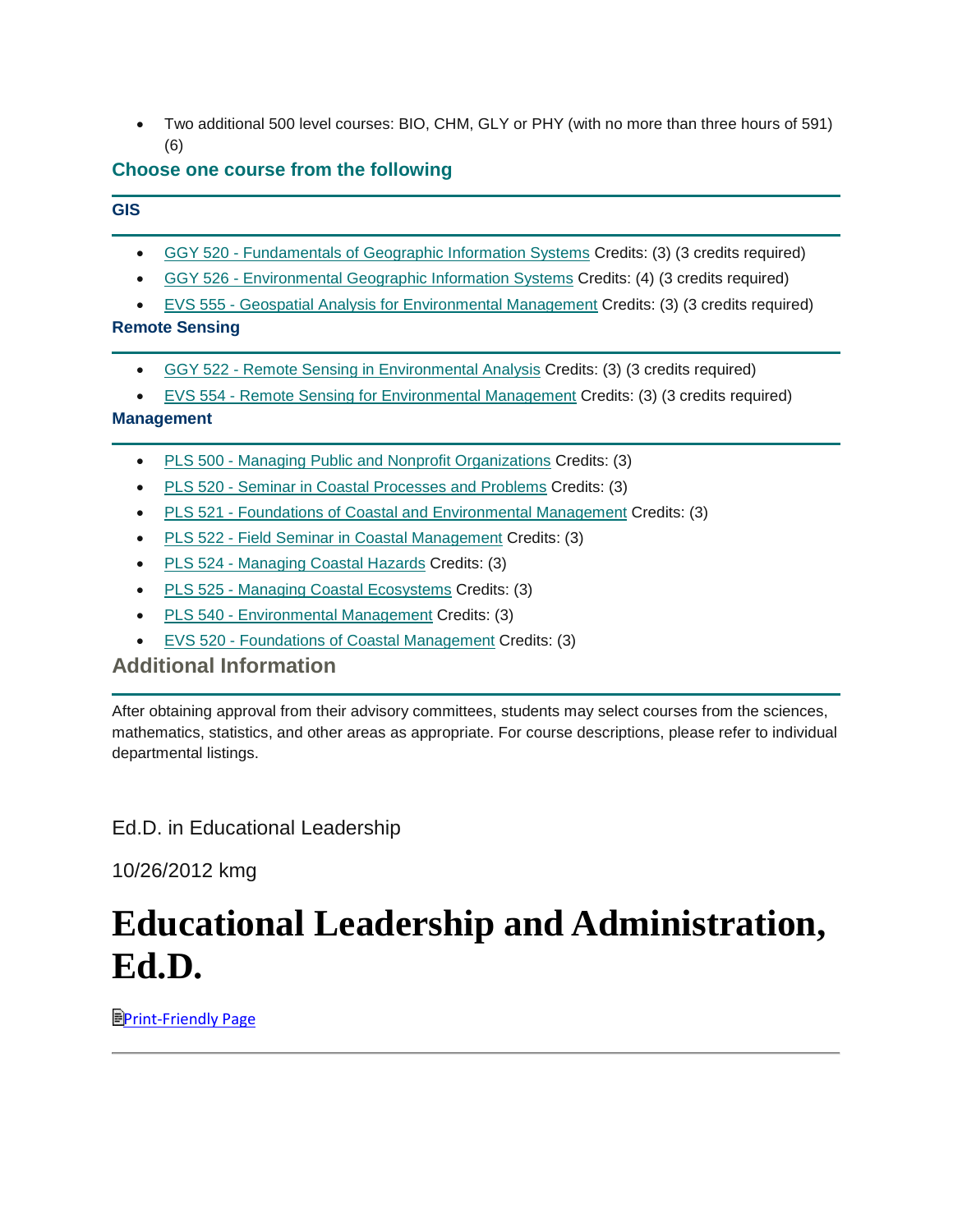- Two additional 500 level courses: BIO, CHM, GLY or PHY (with no more than three hours of 591) (6)

### Choose one course from the following

#### GIS

- GGY 520 - Fundamentals of Geographic Information Systems Credits: (3) (3 credits required)
- GGY 526 - Environmental Geographic Information Systems Credits: (4) (3 credits required)
- EVS 555 - Geospatial Analysis for Environmental Management Credits: (3) (3 credits required)

#### Remote Sensing

- GGY 522 - Remote Sensing in Environmental Analysis Credits: (3) (3 credits required)
- EVS 554 - Remote Sensing for Environmental Management Credits: (3) (3 credits required)

#### Management

- PLS 500 - Managing Public and Nonprofit Organizations Credits: (3)
- PLS 520 - Seminar in Coastal Processes and Problems Credits: (3)
- PLS 521 - Foundations of Coastal and Environmental Management Credits: (3)
- PLS 522 - Field Seminar in Coastal Management Credits: (3)
- PLS 524 - Managing Coastal Hazards Credits: (3)
- PLS 525 - Managing Coastal Ecosystems Credits: (3)
- PLS 540 - Environmental Management Credits: (3)
- EVS 520 - Foundations of Coastal Management Credits: (3)

### Additional Information

After obtaining approval from their advisory committees, students may select courses from the sciences, mathematics, statistics, and other areas as appropriate. For course descriptions, please refer to individual departmental listings.

Ed.D. in Educational Leadership

10/26/2012 kmg

# Educational Leadership and Administration, Ed.D.

Print-Friendly Page

---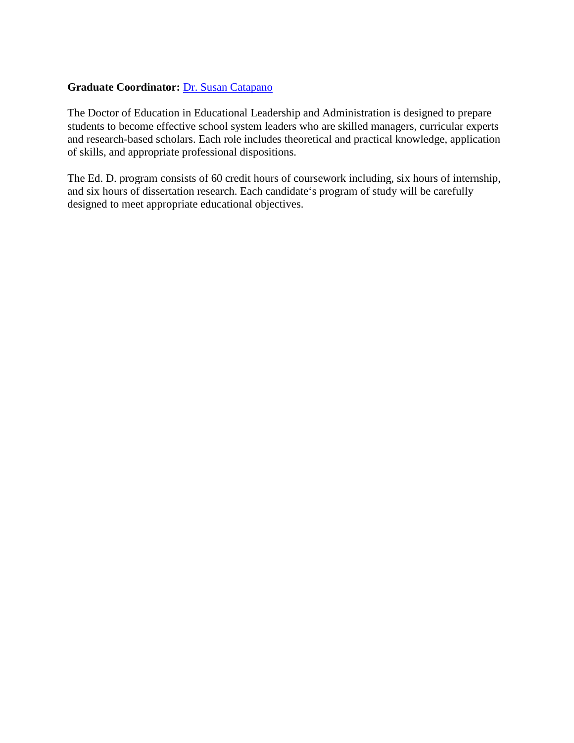**Graduate Coordinator:** Dr. Susan Catapano

The Doctor of Education in Educational Leadership and Administration is designed to prepare students to become effective school system leaders who are skilled managers, curricular experts and research-based scholars. Each role includes theoretical and practical knowledge, application of skills, and appropriate professional dispositions.

The Ed. D. program consists of 60 credit hours of coursework including, six hours of internship, and six hours of dissertation research. Each candidate's program of study will be carefully designed to meet appropriate educational objectives.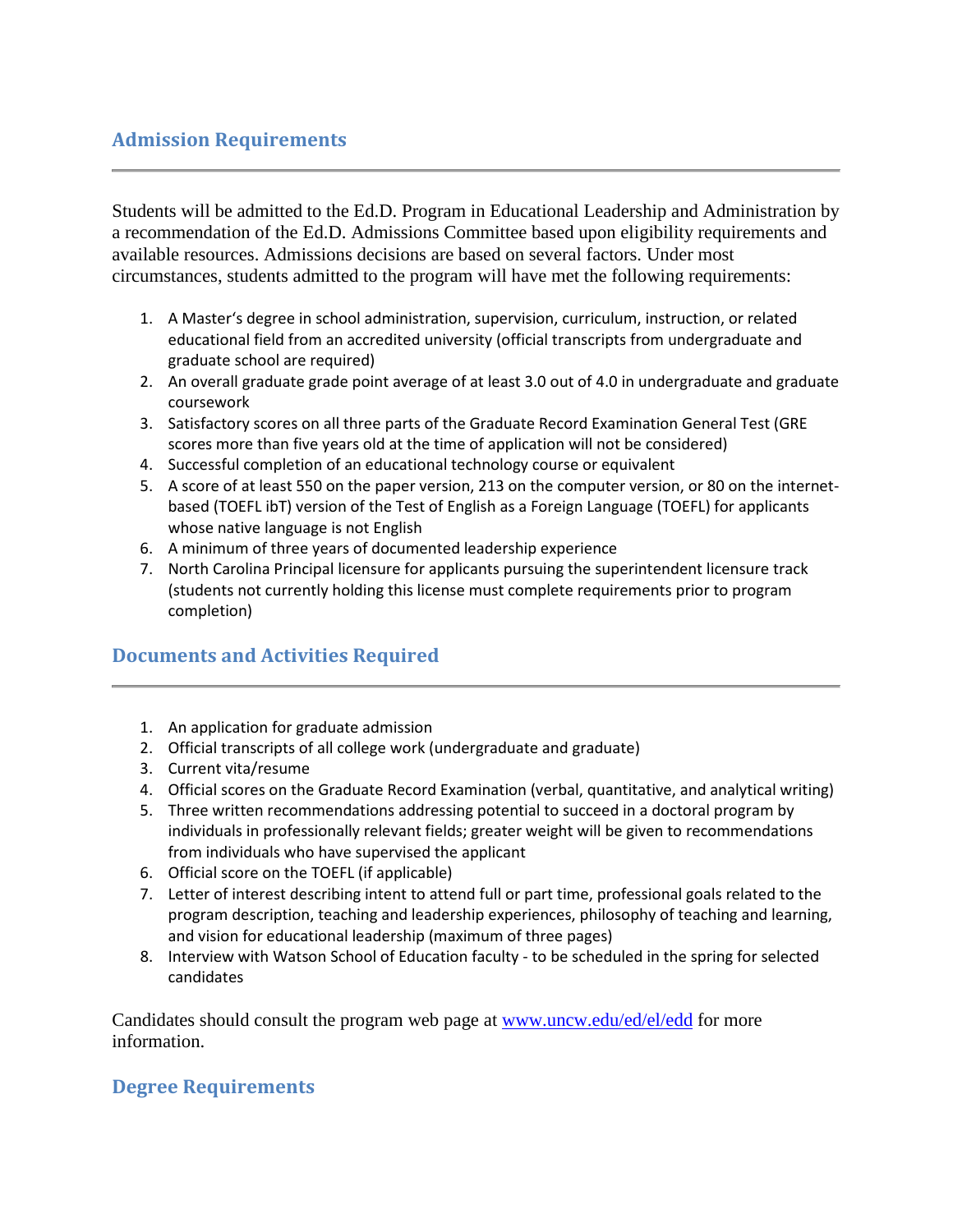## Admission Requirements

Students will be admitted to the Ed.D. Program in Educational Leadership and Administration by a recommendation of the Ed.D. Admissions Committee based upon eligibility requirements and available resources. Admissions decisions are based on several factors. Under most circumstances, students admitted to the program will have met the following requirements:

1. A Master's degree in school administration, supervision, curriculum, instruction, or related educational field from an accredited university (official transcripts from undergraduate and graduate school are required)
2. An overall graduate grade point average of at least 3.0 out of 4.0 in undergraduate and graduate coursework
3. Satisfactory scores on all three parts of the Graduate Record Examination General Test (GRE scores more than five years old at the time of application will not be considered)
4. Successful completion of an educational technology course or equivalent
5. A score of at least 550 on the paper version, 213 on the computer version, or 80 on the internet-based (TOEFL ibT) version of the Test of English as a Foreign Language (TOEFL) for applicants whose native language is not English
6. A minimum of three years of documented leadership experience
7. North Carolina Principal licensure for applicants pursuing the superintendent licensure track (students not currently holding this license must complete requirements prior to program completion)

## Documents and Activities Required

1. An application for graduate admission
2. Official transcripts of all college work (undergraduate and graduate)
3. Current vita/resume
4. Official scores on the Graduate Record Examination (verbal, quantitative, and analytical writing)
5. Three written recommendations addressing potential to succeed in a doctoral program by individuals in professionally relevant fields; greater weight will be given to recommendations from individuals who have supervised the applicant
6. Official score on the TOEFL (if applicable)
7. Letter of interest describing intent to attend full or part time, professional goals related to the program description, teaching and leadership experiences, philosophy of teaching and learning, and vision for educational leadership (maximum of three pages)
8. Interview with Watson School of Education faculty - to be scheduled in the spring for selected candidates

Candidates should consult the program web page at [www.uncw.edu/ed/el/edd](http://www.uncw.edu/ed/el/edd) for more information.

## Degree Requirements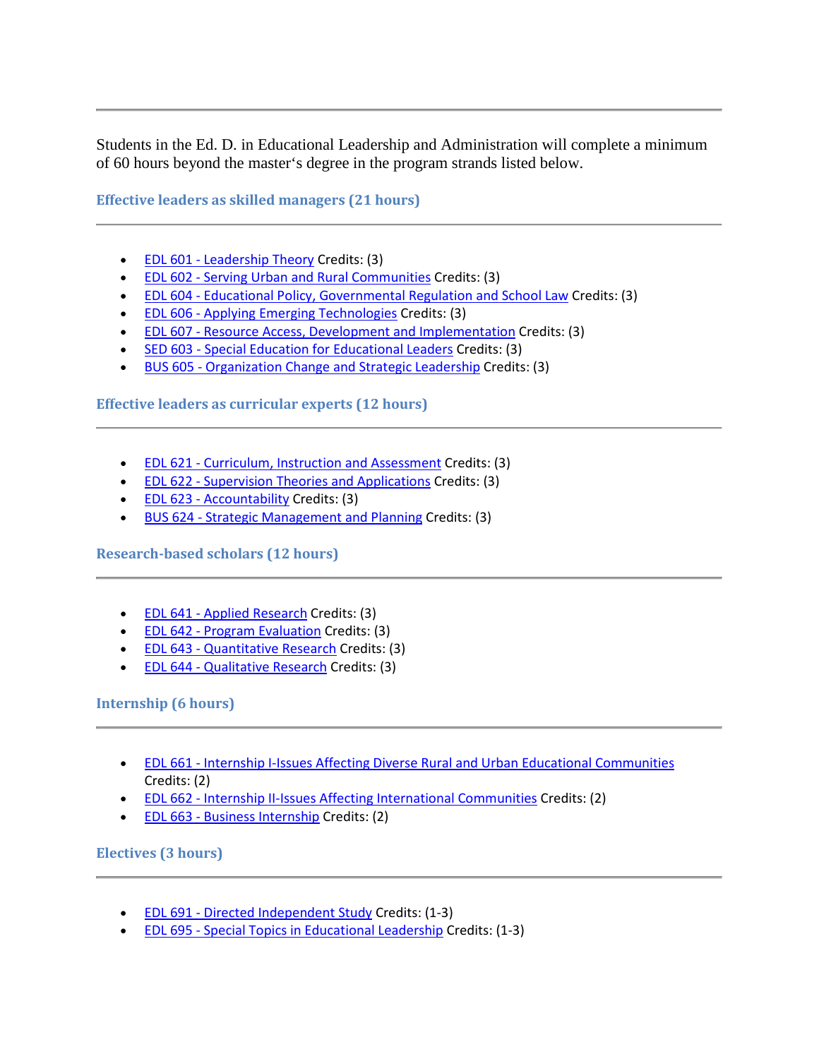---

Students in the Ed. D. in Educational Leadership and Administration will complete a minimum of 60 hours beyond the master‘s degree in the program strands listed below.

### Effective leaders as skilled managers (21 hours)

---

- EDL 601 - Leadership Theory Credits: (3)
- EDL 602 - Serving Urban and Rural Communities Credits: (3)
- EDL 604 - Educational Policy, Governmental Regulation and School Law Credits: (3)
- EDL 606 - Applying Emerging Technologies Credits: (3)
- EDL 607 - Resource Access, Development and Implementation Credits: (3)
- SED 603 - Special Education for Educational Leaders Credits: (3)
- BUS 605 - Organization Change and Strategic Leadership Credits: (3)

### Effective leaders as curricular experts (12 hours)

---

- EDL 621 - Curriculum, Instruction and Assessment Credits: (3)
- EDL 622 - Supervision Theories and Applications Credits: (3)
- EDL 623 - Accountability Credits: (3)
- BUS 624 - Strategic Management and Planning Credits: (3)

### Research-based scholars (12 hours)

---

- EDL 641 - Applied Research Credits: (3)
- EDL 642 - Program Evaluation Credits: (3)
- EDL 643 - Quantitative Research Credits: (3)
- EDL 644 - Qualitative Research Credits: (3)

### Internship (6 hours)

---

- EDL 661 - Internship I-Issues Affecting Diverse Rural and Urban Educational Communities Credits: (2)
- EDL 662 - Internship II-Issues Affecting International Communities Credits: (2)
- EDL 663 - Business Internship Credits: (2)

### Electives (3 hours)

---

- EDL 691 - Directed Independent Study Credits: (1-3)
- EDL 695 - Special Topics in Educational Leadership Credits: (1-3)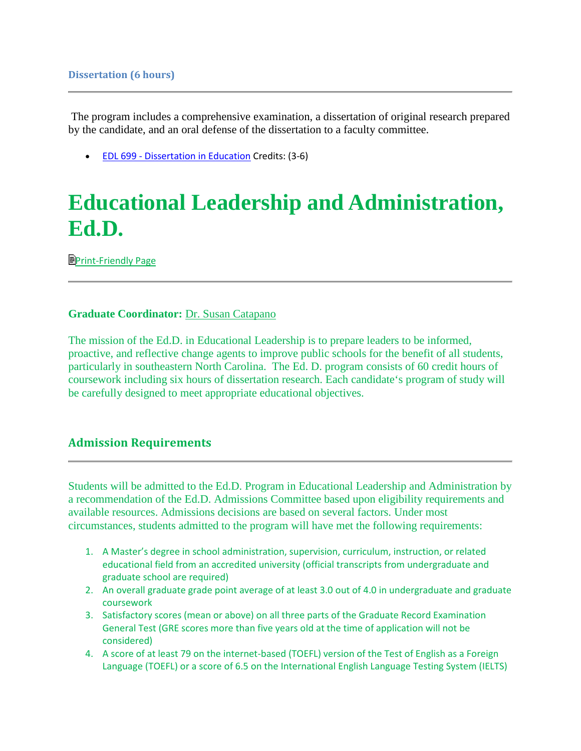### Dissertation (6 hours)

---

The program includes a comprehensive examination, a dissertation of original research prepared by the candidate, and an oral defense of the dissertation to a faculty committee.

- EDL 699 - Dissertation in Education Credits: (3-6)

# Educational Leadership and Administration, Ed.D.

Print-Friendly Page

---

**Graduate Coordinator:** Dr. Susan Catapano

The mission of the Ed.D. in Educational Leadership is to prepare leaders to be informed, proactive, and reflective change agents to improve public schools for the benefit of all students, particularly in southeastern North Carolina. The Ed. D. program consists of 60 credit hours of coursework including six hours of dissertation research. Each candidate's program of study will be carefully designed to meet appropriate educational objectives.

## Admission Requirements

---

Students will be admitted to the Ed.D. Program in Educational Leadership and Administration by a recommendation of the Ed.D. Admissions Committee based upon eligibility requirements and available resources. Admissions decisions are based on several factors. Under most circumstances, students admitted to the program will have met the following requirements:

1. A Master's degree in school administration, supervision, curriculum, instruction, or related educational field from an accredited university (official transcripts from undergraduate and graduate school are required)
2. An overall graduate grade point average of at least 3.0 out of 4.0 in undergraduate and graduate coursework
3. Satisfactory scores (mean or above) on all three parts of the Graduate Record Examination General Test (GRE scores more than five years old at the time of application will not be considered)
4. A score of at least 79 on the internet-based (TOEFL) version of the Test of English as a Foreign Language (TOEFL) or a score of 6.5 on the International English Language Testing System (IELTS)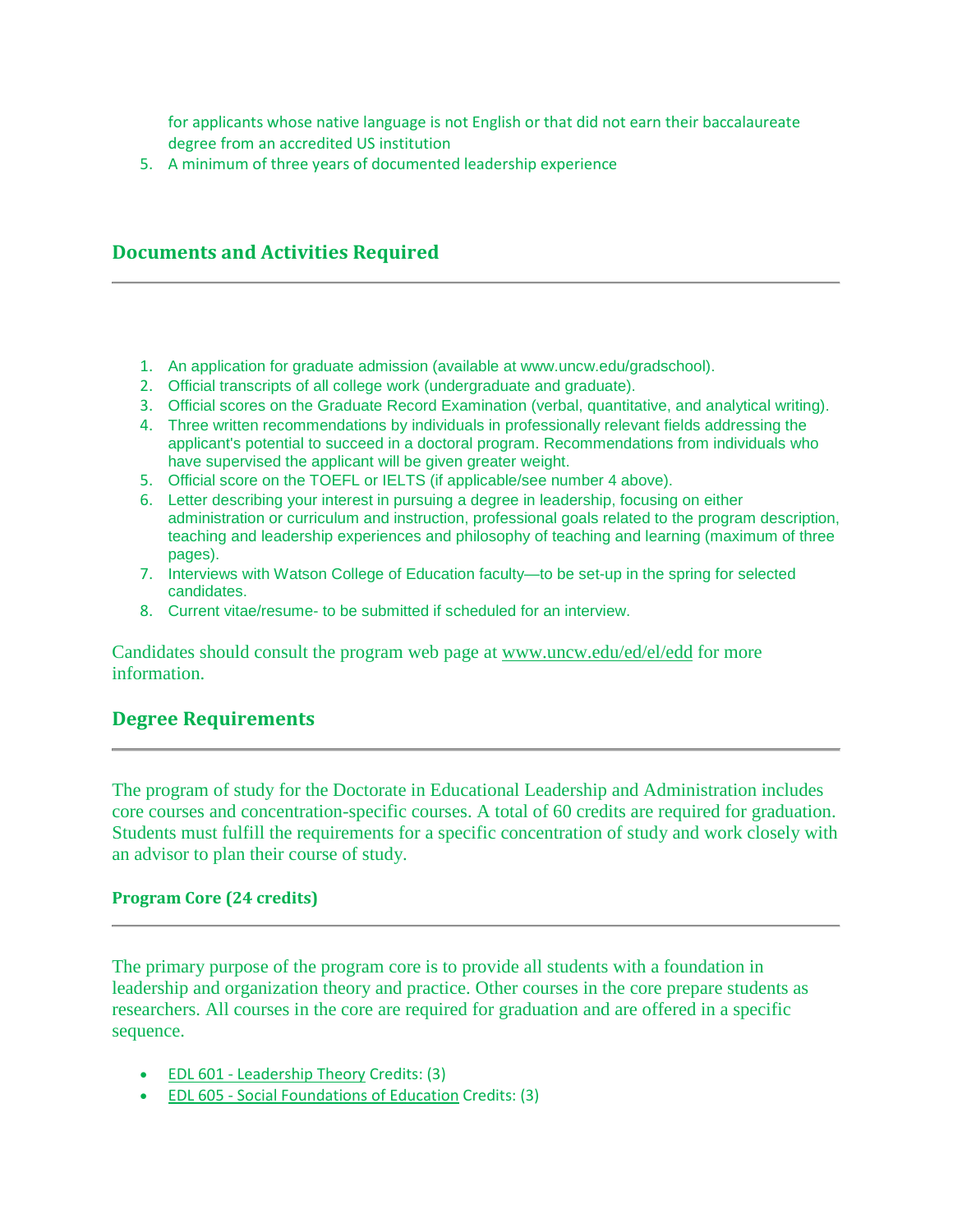for applicants whose native language is not English or that did not earn their baccalaureate degree from an accredited US institution

5. A minimum of three years of documented leadership experience

## Documents and Activities Required

1. An application for graduate admission (available at www.uncw.edu/gradschool).
2. Official transcripts of all college work (undergraduate and graduate).
3. Official scores on the Graduate Record Examination (verbal, quantitative, and analytical writing).
4. Three written recommendations by individuals in professionally relevant fields addressing the applicant's potential to succeed in a doctoral program. Recommendations from individuals who have supervised the applicant will be given greater weight.
5. Official score on the TOEFL or IELTS (if applicable/see number 4 above).
6. Letter describing your interest in pursuing a degree in leadership, focusing on either administration or curriculum and instruction, professional goals related to the program description, teaching and leadership experiences and philosophy of teaching and learning (maximum of three pages).
7. Interviews with Watson College of Education faculty—to be set-up in the spring for selected candidates.
8. Current vitae/resume- to be submitted if scheduled for an interview.

Candidates should consult the program web page at www.uncw.edu/ed/el/edd for more information.

## Degree Requirements

The program of study for the Doctorate in Educational Leadership and Administration includes core courses and concentration-specific courses. A total of 60 credits are required for graduation. Students must fulfill the requirements for a specific concentration of study and work closely with an advisor to plan their course of study.

### Program Core (24 credits)

The primary purpose of the program core is to provide all students with a foundation in leadership and organization theory and practice. Other courses in the core prepare students as researchers. All courses in the core are required for graduation and are offered in a specific sequence.

- EDL 601 - Leadership Theory Credits: (3)
- EDL 605 - Social Foundations of Education Credits: (3)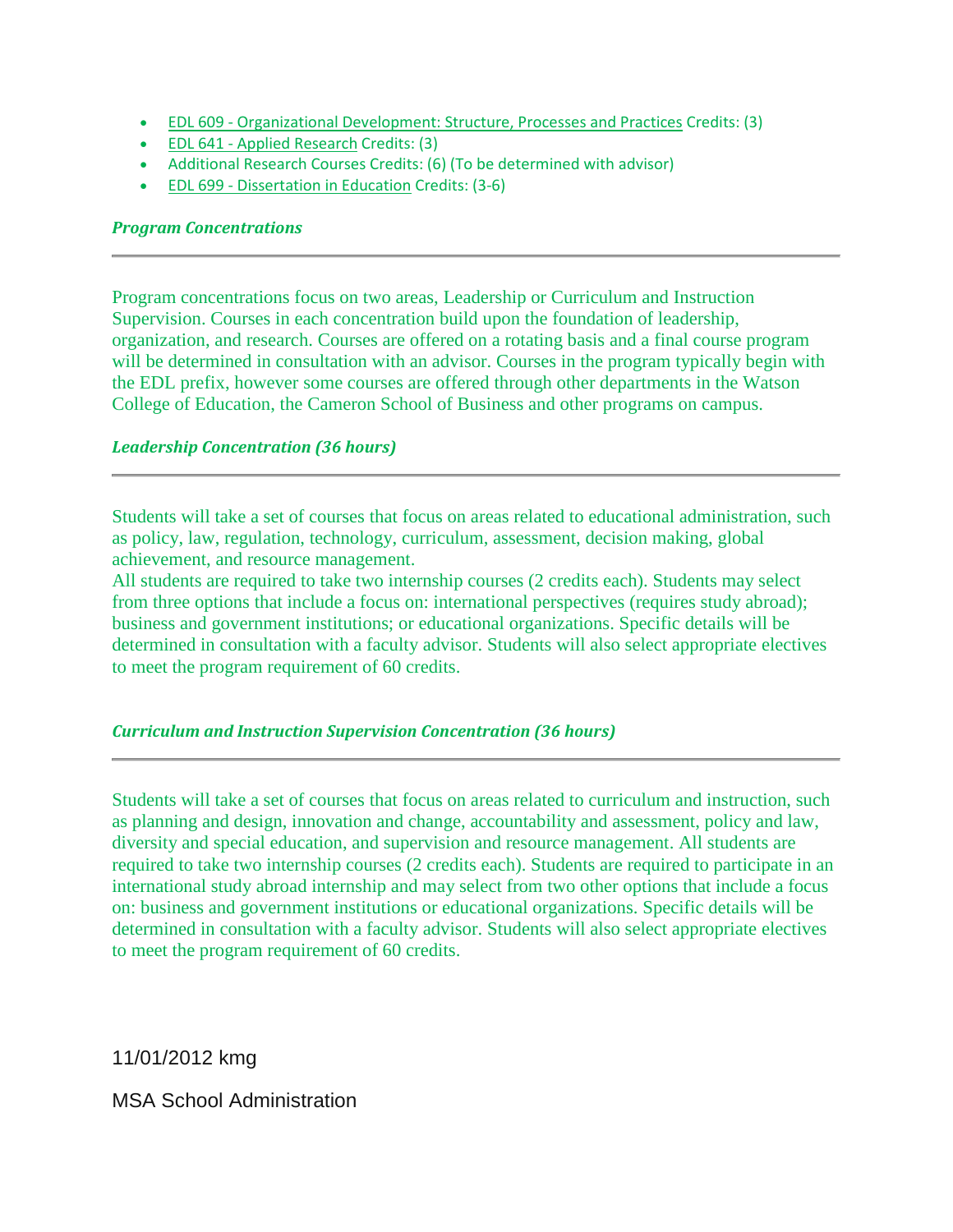- EDL 609 - Organizational Development: Structure, Processes and Practices Credits: (3)
- EDL 641 - Applied Research Credits: (3)
- Additional Research Courses Credits: (6) (To be determined with advisor)
- EDL 699 - Dissertation in Education Credits: (3-6)

***Program Concentrations***

---

Program concentrations focus on two areas, Leadership or Curriculum and Instruction Supervision. Courses in each concentration build upon the foundation of leadership, organization, and research. Courses are offered on a rotating basis and a final course program will be determined in consultation with an advisor. Courses in the program typically begin with the EDL prefix, however some courses are offered through other departments in the Watson College of Education, the Cameron School of Business and other programs on campus.

***Leadership Concentration (36 hours)***

---

Students will take a set of courses that focus on areas related to educational administration, such as policy, law, regulation, technology, curriculum, assessment, decision making, global achievement, and resource management.
All students are required to take two internship courses (2 credits each). Students may select from three options that include a focus on: international perspectives (requires study abroad); business and government institutions; or educational organizations. Specific details will be determined in consultation with a faculty advisor. Students will also select appropriate electives to meet the program requirement of 60 credits.

***Curriculum and Instruction Supervision Concentration (36 hours)***

---

Students will take a set of courses that focus on areas related to curriculum and instruction, such as planning and design, innovation and change, accountability and assessment, policy and law, diversity and special education, and supervision and resource management. All students are required to take two internship courses (2 credits each). Students are required to participate in an international study abroad internship and may select from two other options that include a focus on: business and government institutions or educational organizations. Specific details will be determined in consultation with a faculty advisor. Students will also select appropriate electives to meet the program requirement of 60 credits.

11/01/2012 kmg

MSA School Administration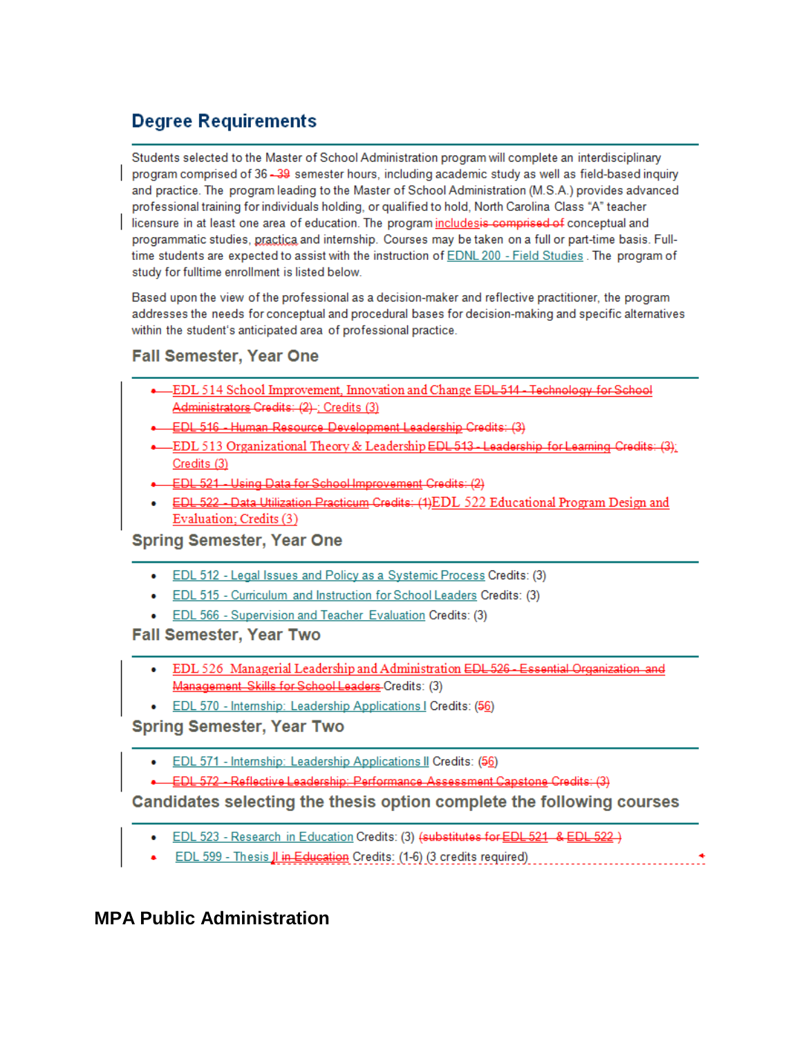## Degree Requirements

Students selected to the Master of School Administration program will complete an interdisciplinary program comprised of 36 - 39 semester hours, including academic study as well as field-based inquiry and practice. The program leading to the Master of School Administration (M.S.A.) provides advanced professional training for individuals holding, or qualified to hold, North Carolina Class "A" teacher licensure in at least one area of education. The program includesis comprised of conceptual and programmatic studies, practica and internship. Courses may be taken on a full or part-time basis. Full-time students are expected to assist with the instruction of EDNL 200 - Field Studies . The program of study for fulltime enrollment is listed below.

Based upon the view of the professional as a decision-maker and reflective practitioner, the program addresses the needs for conceptual and procedural bases for decision-making and specific alternatives within the student's anticipated area of professional practice.

### Fall Semester, Year One

- EDL 514 School Improvement, Innovation and Change EDL 514 - Technology for School Administrators Credits: (2) ; Credits (3)
- EDL 516 - Human Resource Development Leadership Credits: (3)
- EDL 513 Organizational Theory & Leadership EDL 513 - Leadership for Learning Credits: (3); Credits (3)
- EDL 521 - Using Data for School Improvement Credits: (2)
- EDL 522 - Data Utilization Practicum Credits: (1)EDL 522 Educational Program Design and Evaluation; Credits (3)

### Spring Semester, Year One

- EDL 512 - Legal Issues and Policy as a Systemic Process Credits: (3)
- EDL 515 - Curriculum and Instruction for School Leaders Credits: (3)
- EDL 566 - Supervision and Teacher Evaluation Credits: (3)

### Fall Semester, Year Two

- EDL 526 Managerial Leadership and Administration EDL 526 - Essential Organization and Management Skills for School Leaders Credits: (3)
- EDL 570 - Internship: Leadership Applications I Credits: (56)

### Spring Semester, Year Two

- EDL 571 - Internship: Leadership Applications II Credits: (56)
- EDL 572 - Reflective Leadership: Performance Assessment Capstone Credits: (3)

### Candidates selecting the thesis option complete the following courses

- EDL 523 - Research in Education Credits: (3) (substitutes for EDL 521 & EDL 522 )
- EDL 599 - Thesis II in Education Credits: (1-6) (3 credits required)

## MPA Public Administration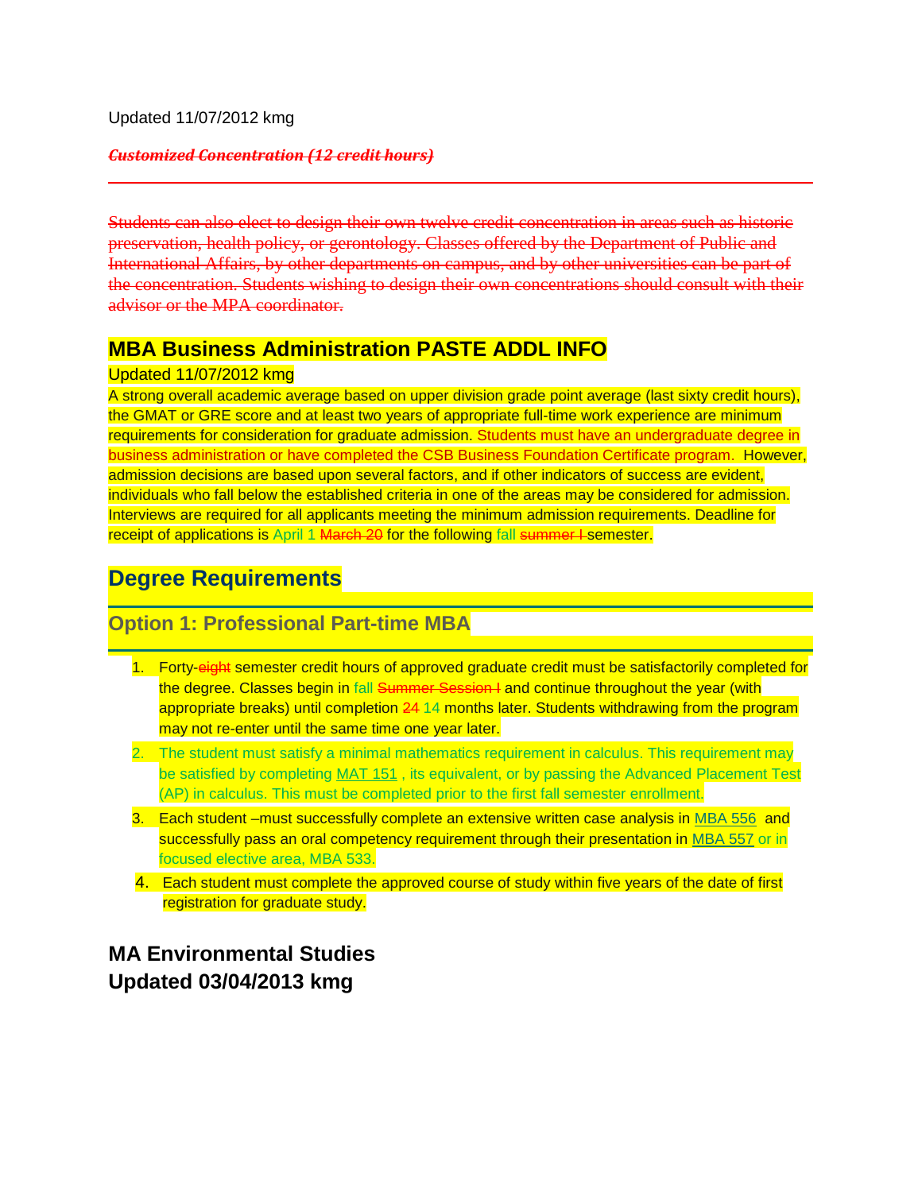Updated 11/07/2012 kmg

***~~Customized Concentration (12 credit hours)~~***

---

~~Students can also elect to design their own twelve credit concentration in areas such as historic preservation, health policy, or gerontology. Classes offered by the Department of Public and International Affairs, by other departments on campus, and by other universities can be part of the concentration. Students wishing to design their own concentrations should consult with their advisor or the MPA coordinator.~~

## MBA Business Administration PASTE ADDL INFO

Updated 11/07/2012 kmg

A strong overall academic average based on upper division grade point average (last sixty credit hours), the GMAT or GRE score and at least two years of appropriate full-time work experience are minimum requirements for consideration for graduate admission. Students must have an undergraduate degree in business administration or have completed the CSB Business Foundation Certificate program. However, admission decisions are based upon several factors, and if other indicators of success are evident, individuals who fall below the established criteria in one of the areas may be considered for admission. Interviews are required for all applicants meeting the minimum admission requirements. Deadline for receipt of applications is April 1 ~~March 20~~ for the following fall ~~summer I~~ semester.

## Degree Requirements

### Option 1: Professional Part-time MBA

1. Forty-~~eight~~ semester credit hours of approved graduate credit must be satisfactorily completed for the degree. Classes begin in fall ~~Summer Session I~~ and continue throughout the year (with appropriate breaks) until completion ~~24~~ 14 months later. Students withdrawing from the program may not re-enter until the same time one year later.
2. The student must satisfy a minimal mathematics requirement in calculus. This requirement may be satisfied by completing MAT 151 , its equivalent, or by passing the Advanced Placement Test (AP) in calculus. This must be completed prior to the first fall semester enrollment.
3. Each student –must successfully complete an extensive written case analysis in MBA 556 and successfully pass an oral competency requirement through their presentation in MBA 557 or in focused elective area, MBA 533.
4. Each student must complete the approved course of study within five years of the date of first registration for graduate study.

## MA Environmental Studies
## Updated 03/04/2013 kmg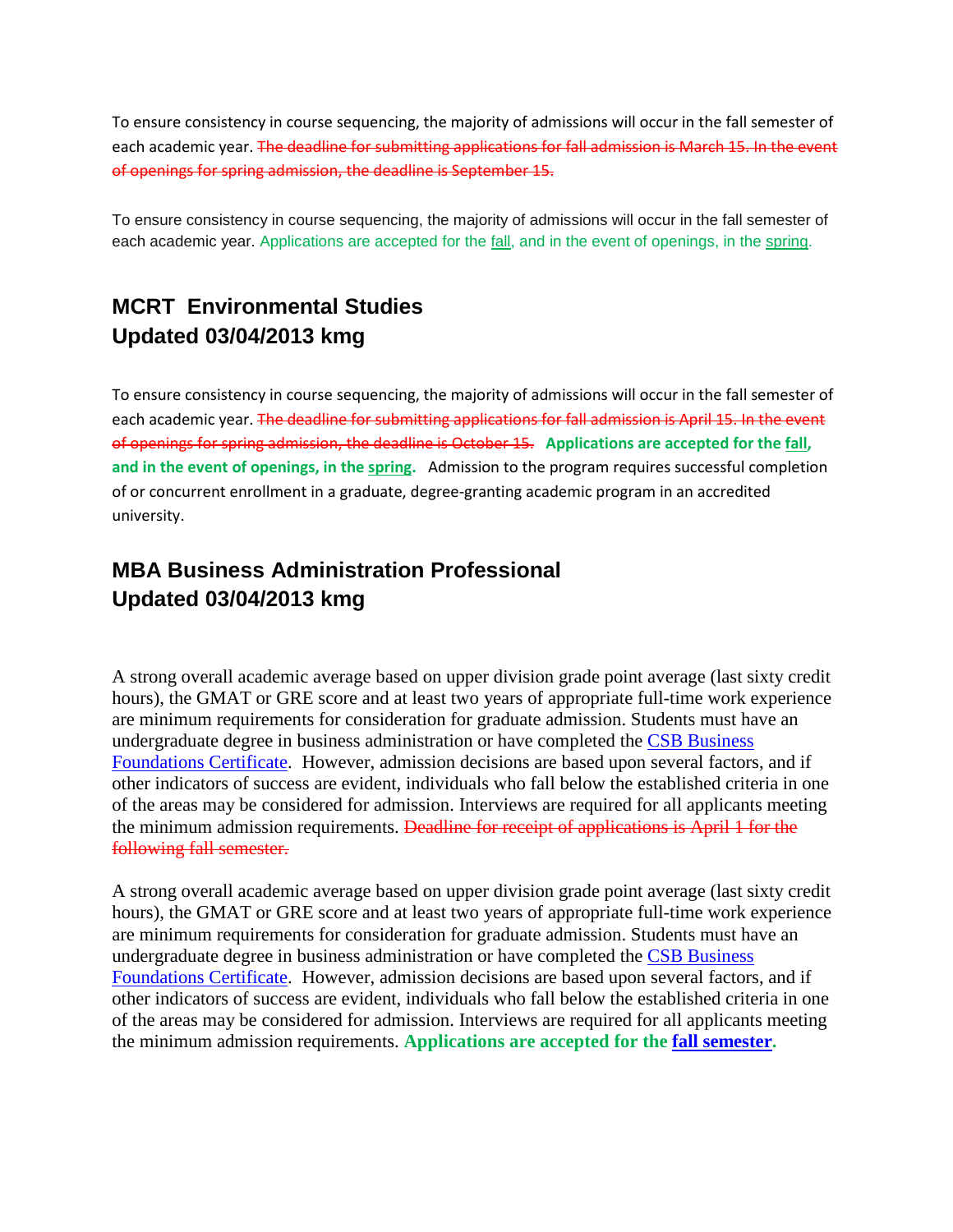To ensure consistency in course sequencing, the majority of admissions will occur in the fall semester of each academic year. ~~The deadline for submitting applications for fall admission is March 15. In the event of openings for spring admission, the deadline is September 15.~~

To ensure consistency in course sequencing, the majority of admissions will occur in the fall semester of each academic year. Applications are accepted for the fall, and in the event of openings, in the spring.

## MCRT Environmental Studies
## Updated 03/04/2013 kmg

To ensure consistency in course sequencing, the majority of admissions will occur in the fall semester of each academic year. ~~The deadline for submitting applications for fall admission is April 15. In the event of openings for spring admission, the deadline is October 15.~~ **Applications are accepted for the fall, and in the event of openings, in the spring.** Admission to the program requires successful completion of or concurrent enrollment in a graduate, degree-granting academic program in an accredited university.

## MBA Business Administration Professional
## Updated 03/04/2013 kmg

A strong overall academic average based on upper division grade point average (last sixty credit hours), the GMAT or GRE score and at least two years of appropriate full-time work experience are minimum requirements for consideration for graduate admission. Students must have an undergraduate degree in business administration or have completed the CSB Business Foundations Certificate. However, admission decisions are based upon several factors, and if other indicators of success are evident, individuals who fall below the established criteria in one of the areas may be considered for admission. Interviews are required for all applicants meeting the minimum admission requirements. ~~Deadline for receipt of applications is April 1 for the following fall semester.~~

A strong overall academic average based on upper division grade point average (last sixty credit hours), the GMAT or GRE score and at least two years of appropriate full-time work experience are minimum requirements for consideration for graduate admission. Students must have an undergraduate degree in business administration or have completed the CSB Business Foundations Certificate. However, admission decisions are based upon several factors, and if other indicators of success are evident, individuals who fall below the established criteria in one of the areas may be considered for admission. Interviews are required for all applicants meeting the minimum admission requirements. **Applications are accepted for the fall semester.**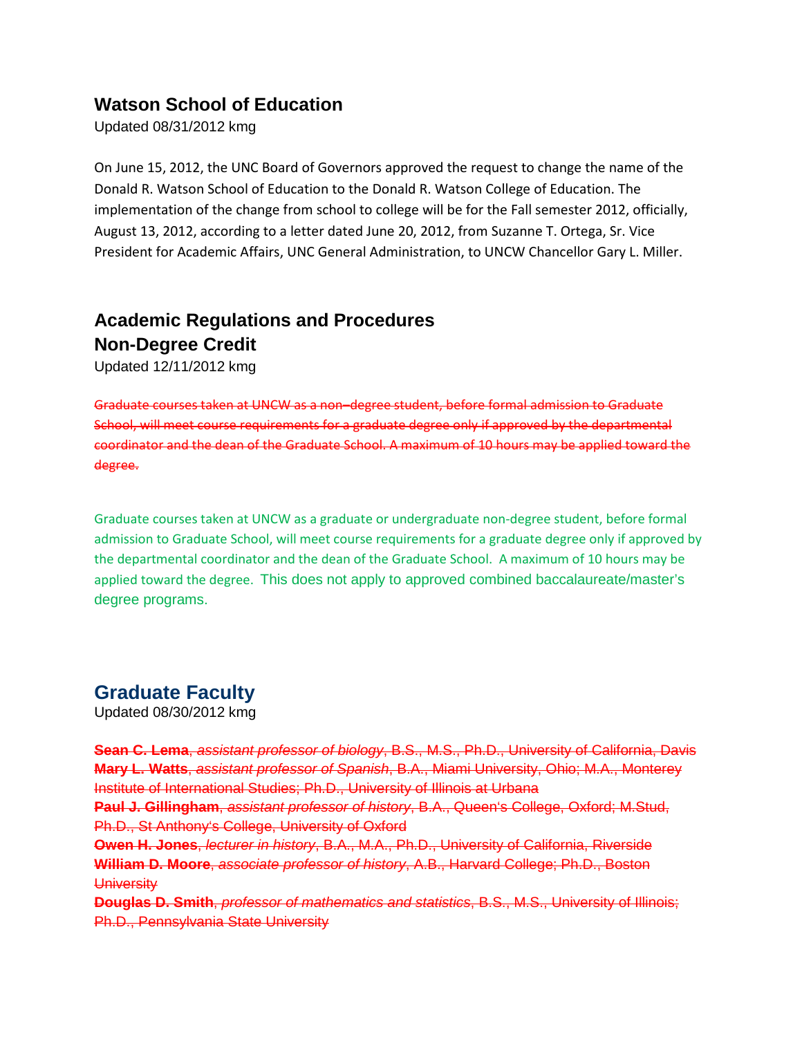## Watson School of Education

Updated 08/31/2012 kmg

On June 15, 2012, the UNC Board of Governors approved the request to change the name of the Donald R. Watson School of Education to the Donald R. Watson College of Education. The implementation of the change from school to college will be for the Fall semester 2012, officially, August 13, 2012, according to a letter dated June 20, 2012, from Suzanne T. Ortega, Sr. Vice President for Academic Affairs, UNC General Administration, to UNCW Chancellor Gary L. Miller.

## Academic Regulations and Procedures
## Non-Degree Credit

Updated 12/11/2012 kmg

~~Graduate courses taken at UNCW as a non–degree student, before formal admission to Graduate School, will meet course requirements for a graduate degree only if approved by the departmental coordinator and the dean of the Graduate School. A maximum of 10 hours may be applied toward the degree.~~

Graduate courses taken at UNCW as a graduate or undergraduate non-degree student, before formal admission to Graduate School, will meet course requirements for a graduate degree only if approved by the departmental coordinator and the dean of the Graduate School. A maximum of 10 hours may be applied toward the degree. This does not apply to approved combined baccalaureate/master's degree programs.

## Graduate Faculty

Updated 08/30/2012 kmg

~~**Sean C. Lema**, *assistant professor of biology*, B.S., M.S., Ph.D., University of California, Davis~~
~~**Mary L. Watts**, *assistant professor of Spanish*, B.A., Miami University, Ohio; M.A., Monterey Institute of International Studies; Ph.D., University of Illinois at Urbana~~
~~**Paul J. Gillingham**, *assistant professor of history*, B.A., Queen's College, Oxford; M.Stud, Ph.D., St Anthony's College, University of Oxford~~
~~**Owen H. Jones**, *lecturer in history*, B.A., M.A., Ph.D., University of California, Riverside~~
~~**William D. Moore**, *associate professor of history*, A.B., Harvard College; Ph.D., Boston University~~
~~**Douglas D. Smith**, *professor of mathematics and statistics*, B.S., M.S., University of Illinois; Ph.D., Pennsylvania State University~~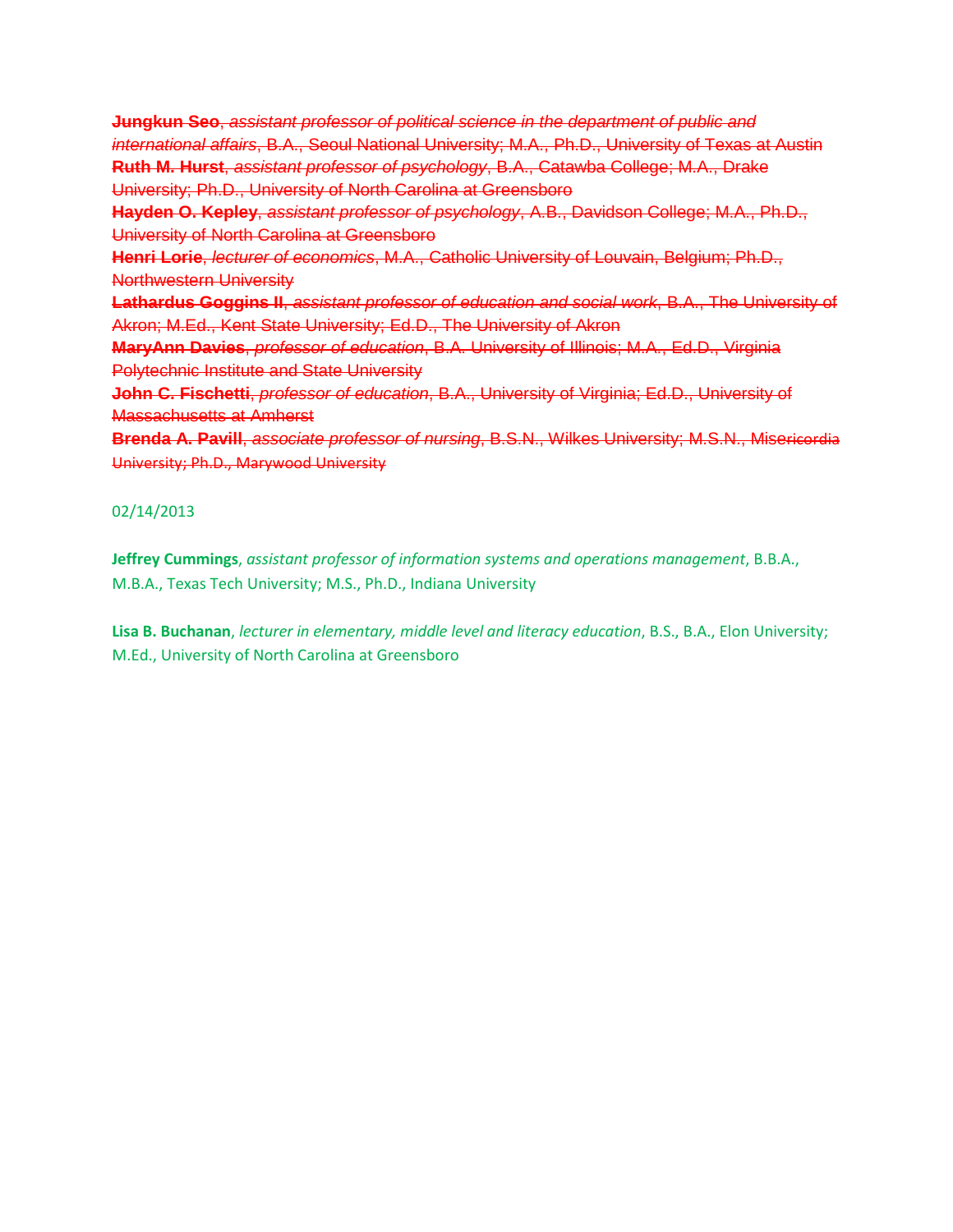~~**Jungkun Seo**, *assistant professor of political science in the department of public and international affairs*, B.A., Seoul National University; M.A., Ph.D., University of Texas at Austin~~
~~**Ruth M. Hurst**, *assistant professor of psychology*, B.A., Catawba College; M.A., Drake University; Ph.D., University of North Carolina at Greensboro~~
~~**Hayden O. Kepley**, *assistant professor of psychology*, A.B., Davidson College; M.A., Ph.D., University of North Carolina at Greensboro~~
~~**Henri Lorie**, *lecturer of economics*, M.A., Catholic University of Louvain, Belgium; Ph.D., Northwestern University~~
~~**Lathardus Goggins II**, *assistant professor of education and social work*, B.A., The University of Akron; M.Ed., Kent State University; Ed.D., The University of Akron~~
~~**MaryAnn Davies**, *professor of education*, B.A. University of Illinois; M.A., Ed.D., Virginia Polytechnic Institute and State University~~
~~**John C. Fischetti**, *professor of education*, B.A., University of Virginia; Ed.D., University of Massachusetts at Amherst~~
~~**Brenda A. Pavill**, *associate professor of nursing*, B.S.N., Wilkes University; M.S.N., Misericordia University; Ph.D., Marywood University~~

02/14/2013

**Jeffrey Cummings**, *assistant professor of information systems and operations management*, B.B.A., M.B.A., Texas Tech University; M.S., Ph.D., Indiana University

**Lisa B. Buchanan**, *lecturer in elementary, middle level and literacy education*, B.S., B.A., Elon University; M.Ed., University of North Carolina at Greensboro